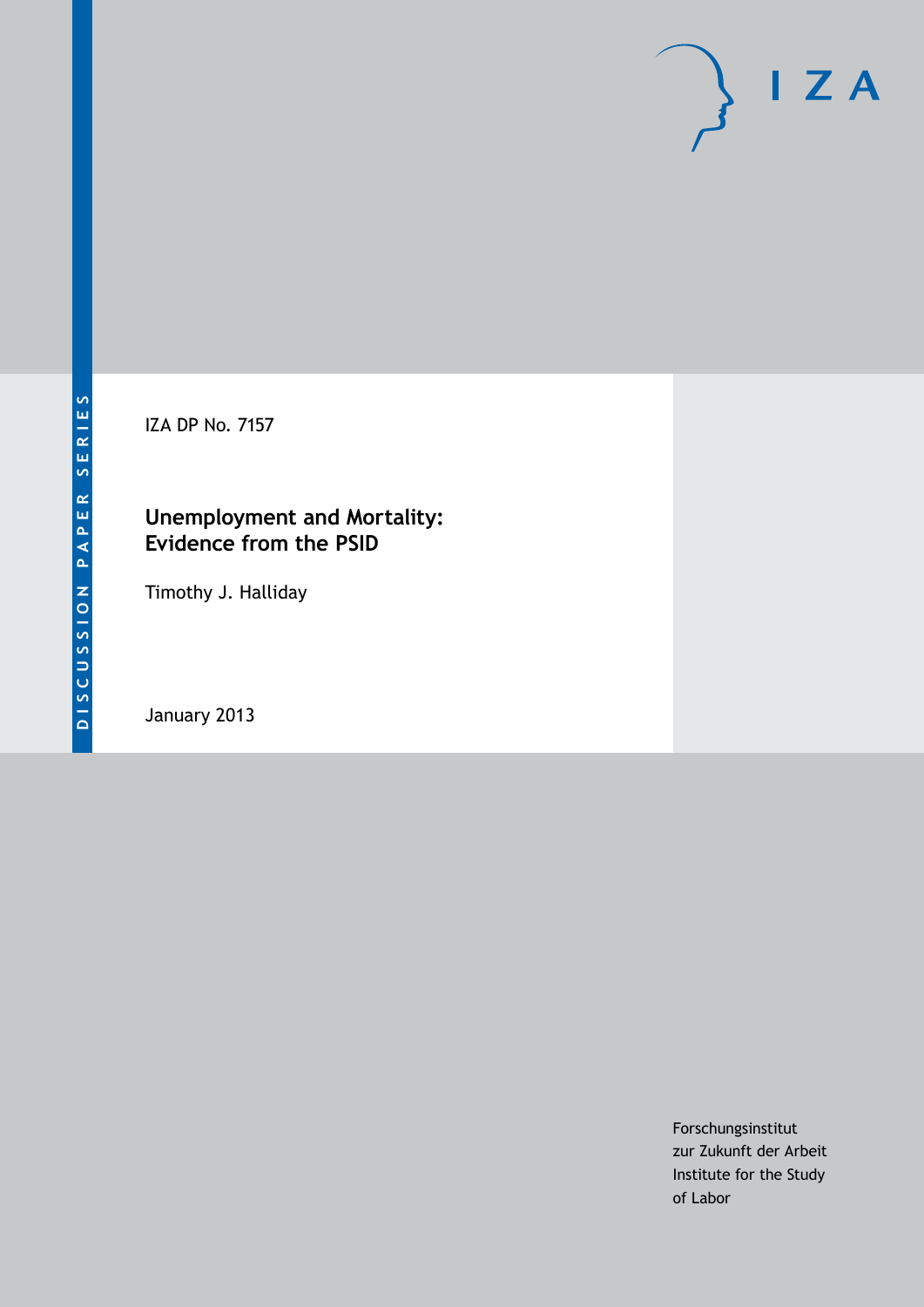DISCUSSION PAPER SERIES

IZA DP No. 7157

# Unemployment and Mortality: Evidence from the PSID

Timothy J. Halliday

January 2013

Forschungsinstitut
zur Zukunft der Arbeit
Institute for the Study
of Labor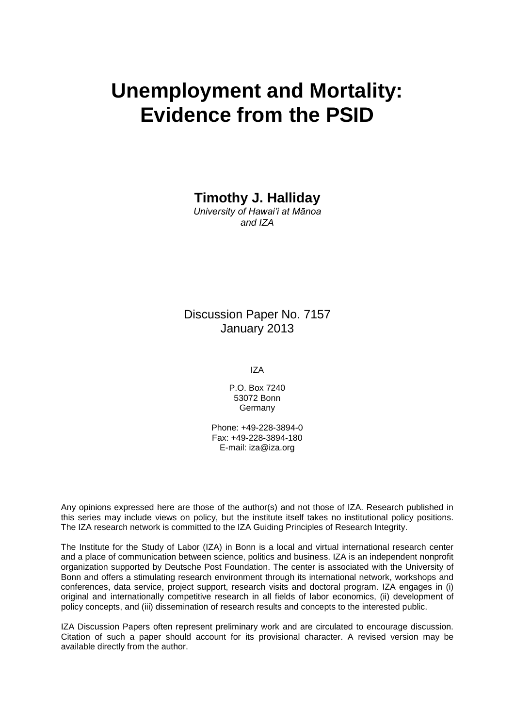# Unemployment and Mortality: Evidence from the PSID

**Timothy J. Halliday**

*University of Hawai'i at Mānoa and IZA*

Discussion Paper No. 7157
January 2013

IZA

P.O. Box 7240
53072 Bonn
Germany

Phone: +49-228-3894-0
Fax: +49-228-3894-180
E-mail: iza@iza.org

Any opinions expressed here are those of the author(s) and not those of IZA. Research published in this series may include views on policy, but the institute itself takes no institutional policy positions. The IZA research network is committed to the IZA Guiding Principles of Research Integrity.

The Institute for the Study of Labor (IZA) in Bonn is a local and virtual international research center and a place of communication between science, politics and business. IZA is an independent nonprofit organization supported by Deutsche Post Foundation. The center is associated with the University of Bonn and offers a stimulating research environment through its international network, workshops and conferences, data service, project support, research visits and doctoral program. IZA engages in (i) original and internationally competitive research in all fields of labor economics, (ii) development of policy concepts, and (iii) dissemination of research results and concepts to the interested public.

IZA Discussion Papers often represent preliminary work and are circulated to encourage discussion. Citation of such a paper should account for its provisional character. A revised version may be available directly from the author.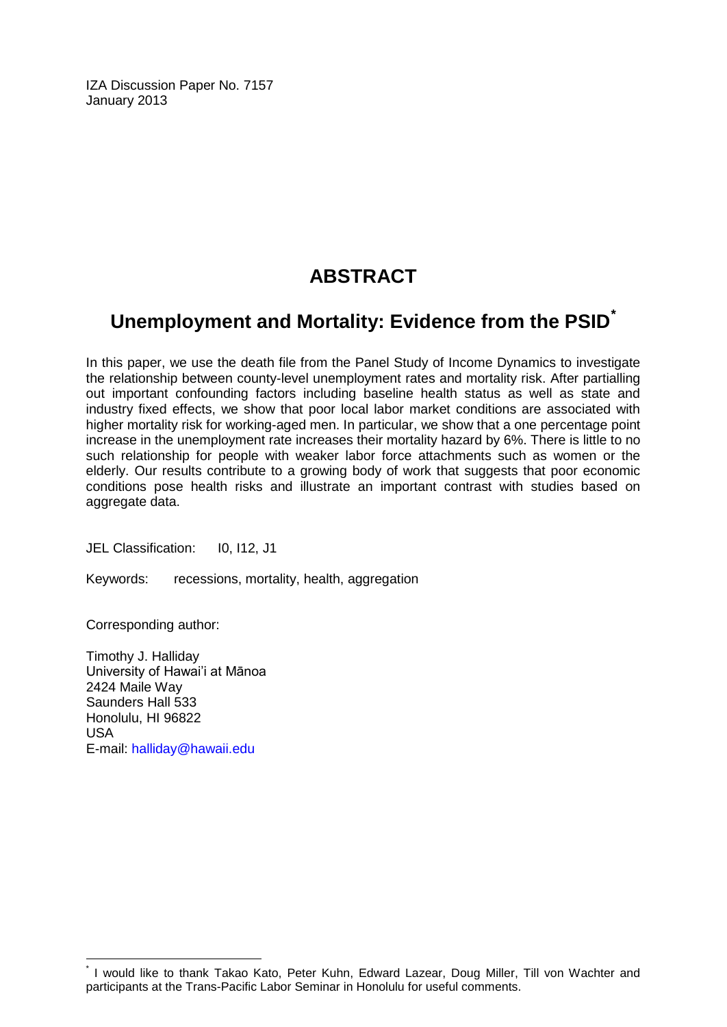IZA Discussion Paper No. 7157
January 2013

# ABSTRACT

## Unemployment and Mortality: Evidence from the PSID[*]

In this paper, we use the death file from the Panel Study of Income Dynamics to investigate the relationship between county-level unemployment rates and mortality risk. After partialling out important confounding factors including baseline health status as well as state and industry fixed effects, we show that poor local labor market conditions are associated with higher mortality risk for working-aged men. In particular, we show that a one percentage point increase in the unemployment rate increases their mortality hazard by 6%. There is little to no such relationship for people with weaker labor force attachments such as women or the elderly. Our results contribute to a growing body of work that suggests that poor economic conditions pose health risks and illustrate an important contrast with studies based on aggregate data.

JEL Classification: I0, I12, J1

Keywords: recessions, mortality, health, aggregation

Corresponding author:

Timothy J. Halliday
University of Hawai'i at Mānoa
2424 Maile Way
Saunders Hall 533
Honolulu, HI 96822
USA
E-mail: halliday@hawaii.edu

---

[*] I would like to thank Takao Kato, Peter Kuhn, Edward Lazear, Doug Miller, Till von Wachter and participants at the Trans-Pacific Labor Seminar in Honolulu for useful comments.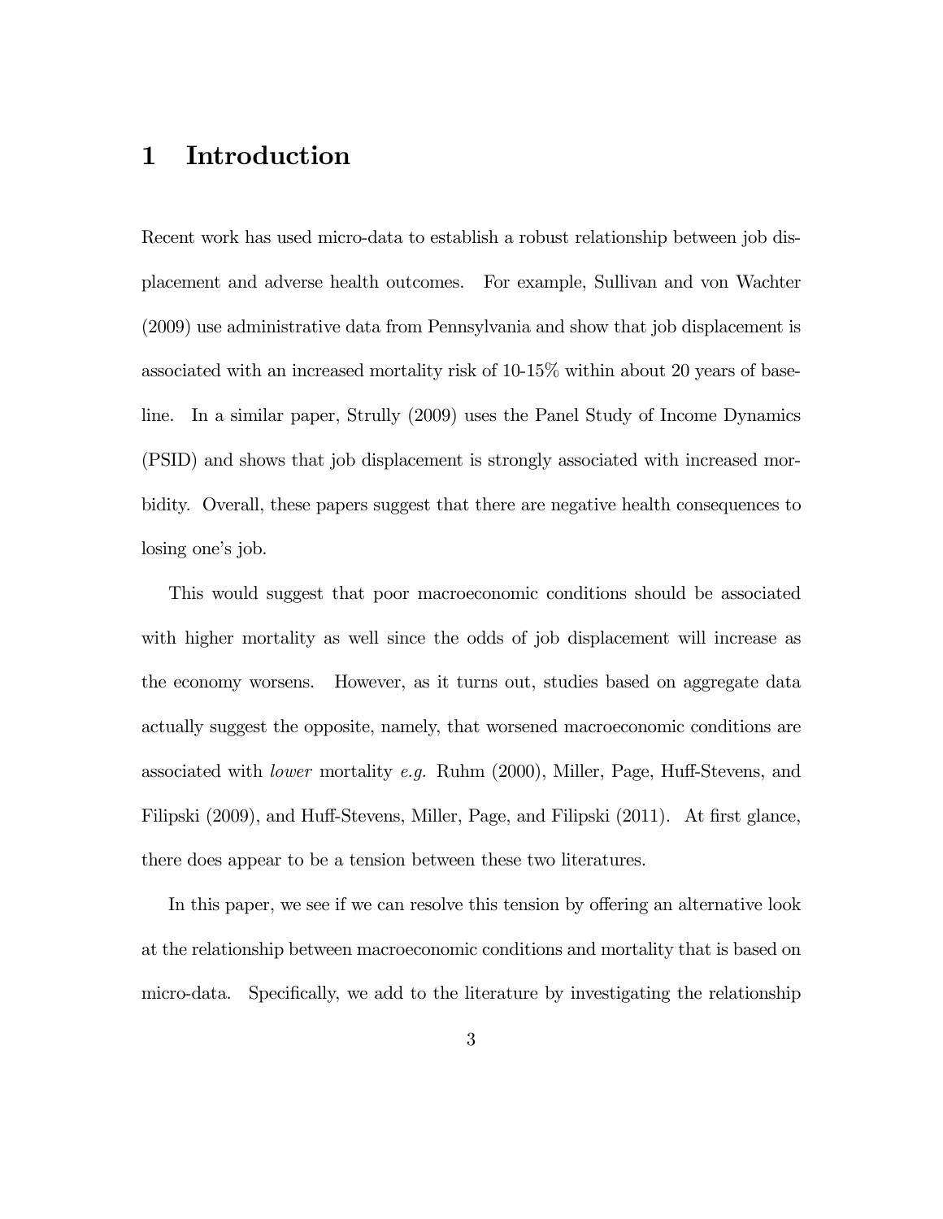# 1 Introduction

Recent work has used micro-data to establish a robust relationship between job displacement and adverse health outcomes. For example, Sullivan and von Wachter (2009) use administrative data from Pennsylvania and show that job displacement is associated with an increased mortality risk of 10-15% within about 20 years of baseline. In a similar paper, Strully (2009) uses the Panel Study of Income Dynamics (PSID) and shows that job displacement is strongly associated with increased morbidity. Overall, these papers suggest that there are negative health consequences to losing one's job.

This would suggest that poor macroeconomic conditions should be associated with higher mortality as well since the odds of job displacement will increase as the economy worsens. However, as it turns out, studies based on aggregate data actually suggest the opposite, namely, that worsened macroeconomic conditions are associated with *lower* mortality *e.g.* Ruhm (2000), Miller, Page, Huff-Stevens, and Filipski (2009), and Huff-Stevens, Miller, Page, and Filipski (2011). At first glance, there does appear to be a tension between these two literatures.

In this paper, we see if we can resolve this tension by offering an alternative look at the relationship between macroeconomic conditions and mortality that is based on micro-data. Specifically, we add to the literature by investigating the relationship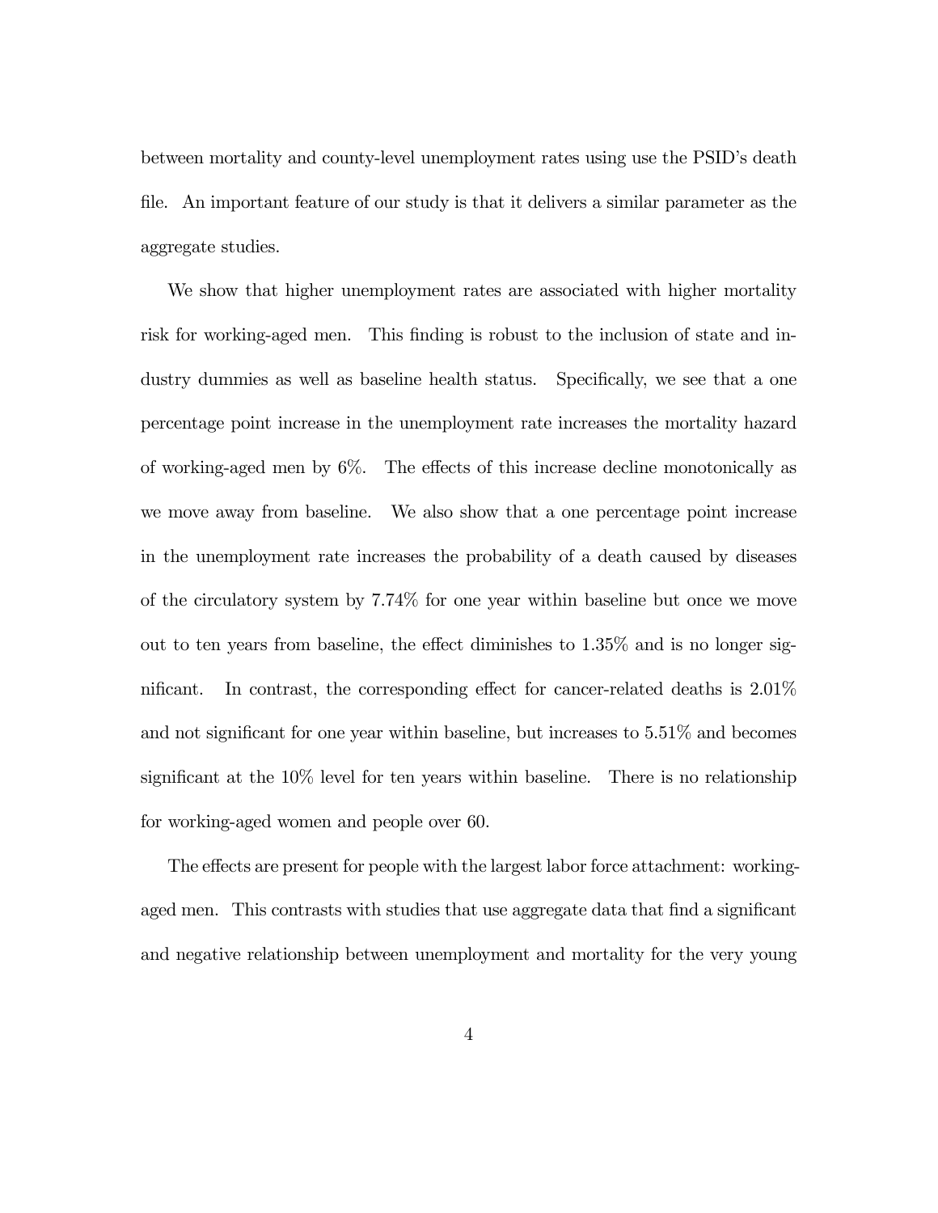between mortality and county-level unemployment rates using use the PSID's death file. An important feature of our study is that it delivers a similar parameter as the aggregate studies.

We show that higher unemployment rates are associated with higher mortality risk for working-aged men. This finding is robust to the inclusion of state and industry dummies as well as baseline health status. Specifically, we see that a one percentage point increase in the unemployment rate increases the mortality hazard of working-aged men by 6%. The effects of this increase decline monotonically as we move away from baseline. We also show that a one percentage point increase in the unemployment rate increases the probability of a death caused by diseases of the circulatory system by 7.74% for one year within baseline but once we move out to ten years from baseline, the effect diminishes to 1.35% and is no longer significant. In contrast, the corresponding effect for cancer-related deaths is 2.01% and not significant for one year within baseline, but increases to 5.51% and becomes significant at the 10% level for ten years within baseline. There is no relationship for working-aged women and people over 60.

The effects are present for people with the largest labor force attachment: working-aged men. This contrasts with studies that use aggregate data that find a significant and negative relationship between unemployment and mortality for the very young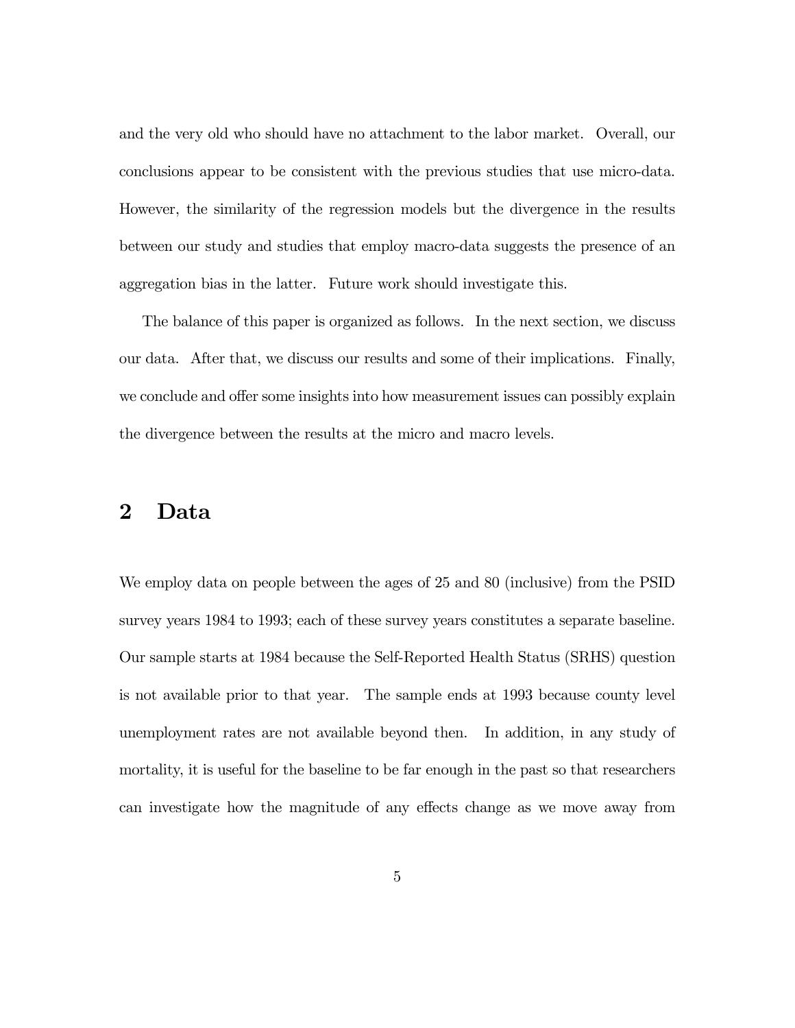and the very old who should have no attachment to the labor market. Overall, our conclusions appear to be consistent with the previous studies that use micro-data. However, the similarity of the regression models but the divergence in the results between our study and studies that employ macro-data suggests the presence of an aggregation bias in the latter. Future work should investigate this.

The balance of this paper is organized as follows. In the next section, we discuss our data. After that, we discuss our results and some of their implications. Finally, we conclude and offer some insights into how measurement issues can possibly explain the divergence between the results at the micro and macro levels.

## 2 Data

We employ data on people between the ages of 25 and 80 (inclusive) from the PSID survey years 1984 to 1993; each of these survey years constitutes a separate baseline. Our sample starts at 1984 because the Self-Reported Health Status (SRHS) question is not available prior to that year. The sample ends at 1993 because county level unemployment rates are not available beyond then. In addition, in any study of mortality, it is useful for the baseline to be far enough in the past so that researchers can investigate how the magnitude of any effects change as we move away from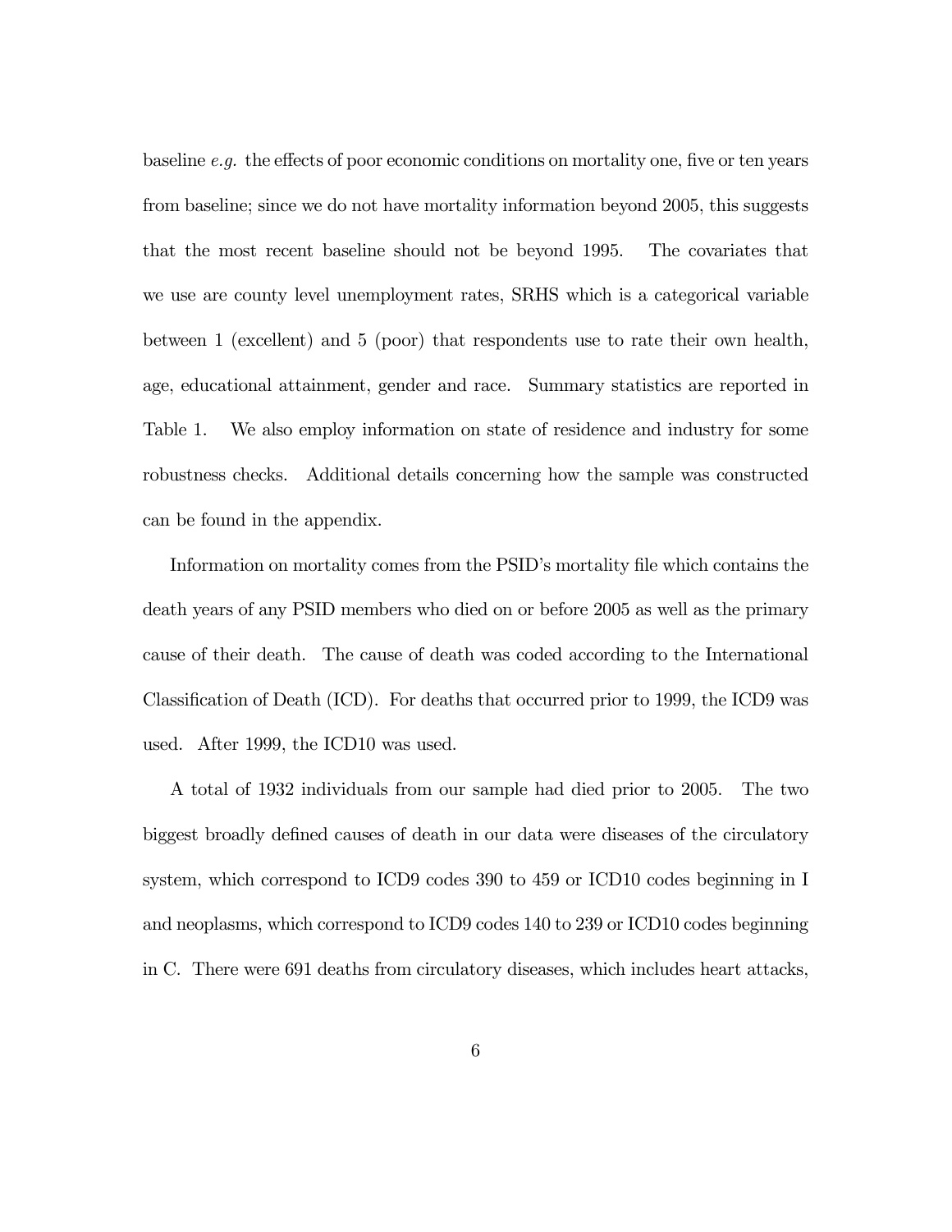baseline *e.g.* the effects of poor economic conditions on mortality one, five or ten years from baseline; since we do not have mortality information beyond 2005, this suggests that the most recent baseline should not be beyond 1995. The covariates that we use are county level unemployment rates, SRHS which is a categorical variable between 1 (excellent) and 5 (poor) that respondents use to rate their own health, age, educational attainment, gender and race. Summary statistics are reported in Table 1. We also employ information on state of residence and industry for some robustness checks. Additional details concerning how the sample was constructed can be found in the appendix.

Information on mortality comes from the PSID's mortality file which contains the death years of any PSID members who died on or before 2005 as well as the primary cause of their death. The cause of death was coded according to the International Classification of Death (ICD). For deaths that occurred prior to 1999, the ICD9 was used. After 1999, the ICD10 was used.

A total of 1932 individuals from our sample had died prior to 2005. The two biggest broadly defined causes of death in our data were diseases of the circulatory system, which correspond to ICD9 codes 390 to 459 or ICD10 codes beginning in I and neoplasms, which correspond to ICD9 codes 140 to 239 or ICD10 codes beginning in C. There were 691 deaths from circulatory diseases, which includes heart attacks,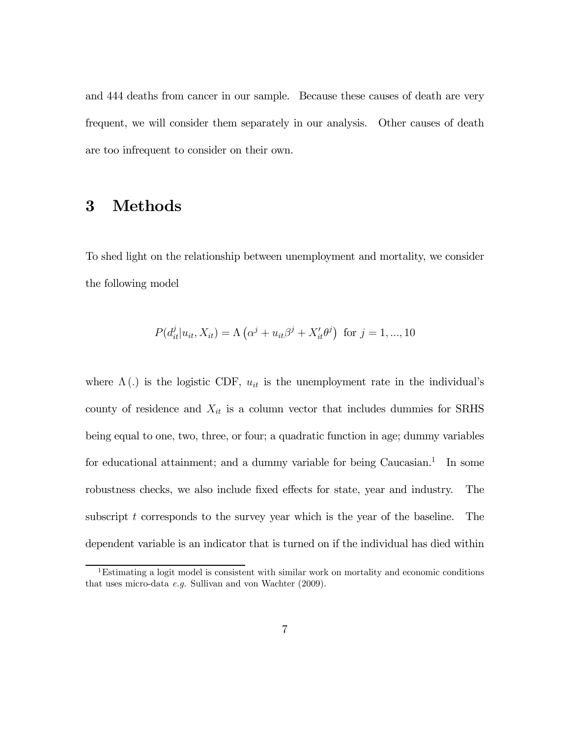and 444 deaths from cancer in our sample. Because these causes of death are very frequent, we will consider them separately in our analysis. Other causes of death are too infrequent to consider on their own.

# 3 Methods

To shed light on the relationship between unemployment and mortality, we consider the following model

$$P(d_{it}^{j}|u_{it}, X_{it}) = \Lambda\left(\alpha^{j} + u_{it}\beta^{j} + X_{it}'\theta^{j}\right) \text{ for } j = 1, ..., 10$$

where $\Lambda(.)$ is the logistic CDF, $u_{it}$ is the unemployment rate in the individual's county of residence and $X_{it}$ is a column vector that includes dummies for SRHS being equal to one, two, three, or four; a quadratic function in age; dummy variables for educational attainment; and a dummy variable for being Caucasian.[1] In some robustness checks, we also include fixed effects for state, year and industry. The subscript $t$ corresponds to the survey year which is the year of the baseline. The dependent variable is an indicator that is turned on if the individual has died within

[1] Estimating a logit model is consistent with similar work on mortality and economic conditions that uses micro-data *e.g.* Sullivan and von Wachter (2009).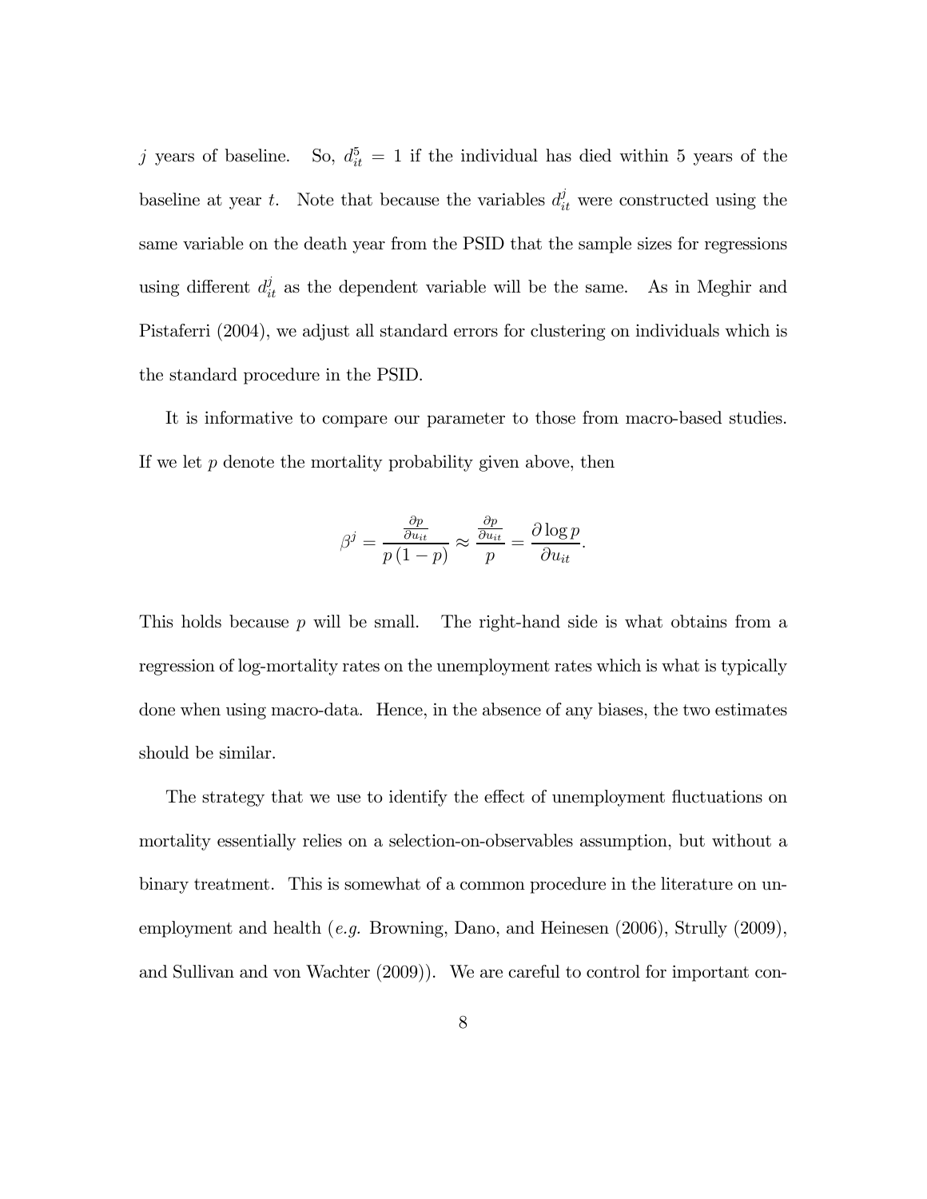$j$ years of baseline. So, $d_{it}^{5} = 1$ if the individual has died within 5 years of the baseline at year $t$. Note that because the variables $d_{it}^{j}$ were constructed using the same variable on the death year from the PSID that the sample sizes for regressions using different $d_{it}^{j}$ as the dependent variable will be the same. As in Meghir and Pistaferri (2004), we adjust all standard errors for clustering on individuals which is the standard procedure in the PSID.

It is informative to compare our parameter to those from macro-based studies. If we let $p$ denote the mortality probability given above, then

$$\beta^{j} = \frac{\frac{\partial p}{\partial u_{it}}}{p\left(1-p\right)} \approx \frac{\frac{\partial p}{\partial u_{it}}}{p} = \frac{\partial \log p}{\partial u_{it}}.$$

This holds because $p$ will be small. The right-hand side is what obtains from a regression of log-mortality rates on the unemployment rates which is what is typically done when using macro-data. Hence, in the absence of any biases, the two estimates should be similar.

The strategy that we use to identify the effect of unemployment fluctuations on mortality essentially relies on a selection-on-observables assumption, but without a binary treatment. This is somewhat of a common procedure in the literature on unemployment and health (*e.g.* Browning, Dano, and Heinesen (2006), Strully (2009), and Sullivan and von Wachter (2009)). We are careful to control for important con-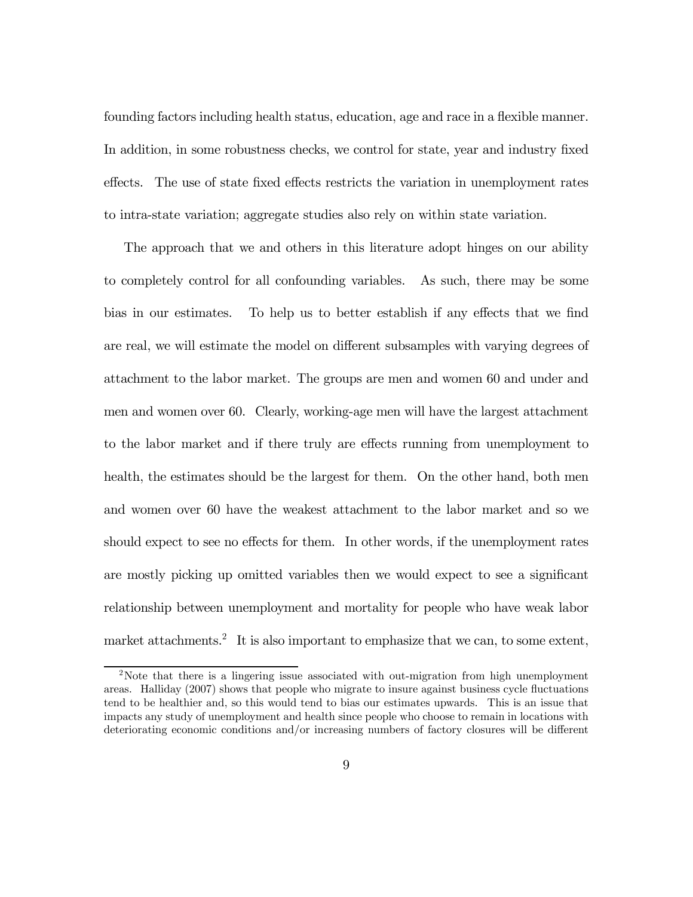founding factors including health status, education, age and race in a flexible manner. In addition, in some robustness checks, we control for state, year and industry fixed effects. The use of state fixed effects restricts the variation in unemployment rates to intra-state variation; aggregate studies also rely on within state variation.

The approach that we and others in this literature adopt hinges on our ability to completely control for all confounding variables. As such, there may be some bias in our estimates. To help us to better establish if any effects that we find are real, we will estimate the model on different subsamples with varying degrees of attachment to the labor market. The groups are men and women 60 and under and men and women over 60. Clearly, working-age men will have the largest attachment to the labor market and if there truly are effects running from unemployment to health, the estimates should be the largest for them. On the other hand, both men and women over 60 have the weakest attachment to the labor market and so we should expect to see no effects for them. In other words, if the unemployment rates are mostly picking up omitted variables then we would expect to see a significant relationship between unemployment and mortality for people who have weak labor market attachments.[2] It is also important to emphasize that we can, to some extent,

[2]Note that there is a lingering issue associated with out-migration from high unemployment areas. Halliday (2007) shows that people who migrate to insure against business cycle fluctuations tend to be healthier and, so this would tend to bias our estimates upwards. This is an issue that impacts any study of unemployment and health since people who choose to remain in locations with deteriorating economic conditions and/or increasing numbers of factory closures will be different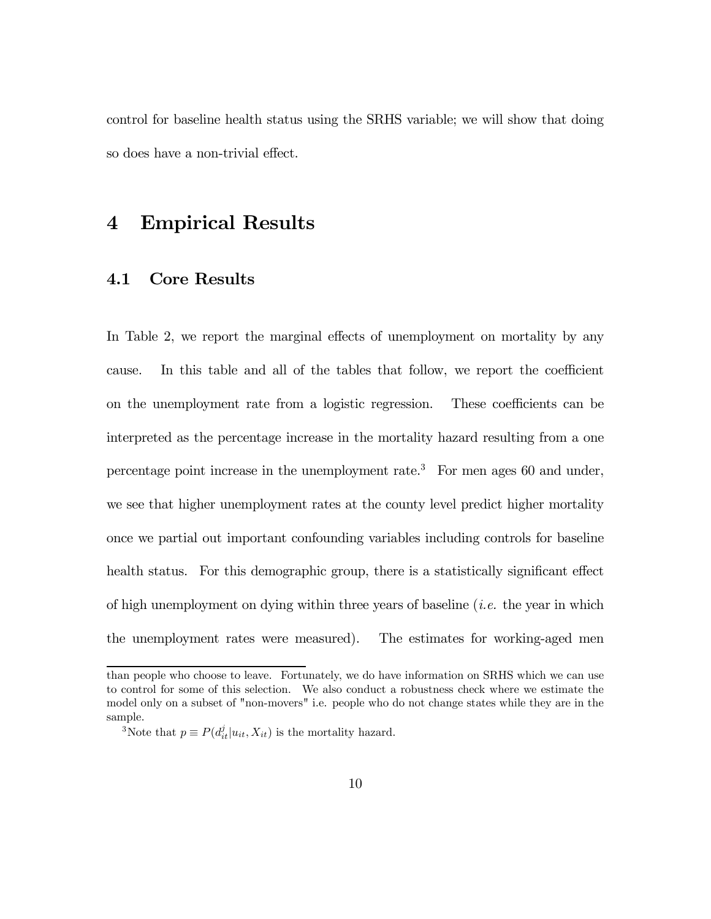control for baseline health status using the SRHS variable; we will show that doing so does have a non-trivial effect.

# 4 Empirical Results

## 4.1 Core Results

In Table 2, we report the marginal effects of unemployment on mortality by any cause. In this table and all of the tables that follow, we report the coefficient on the unemployment rate from a logistic regression. These coefficients can be interpreted as the percentage increase in the mortality hazard resulting from a one percentage point increase in the unemployment rate.[3] For men ages 60 and under, we see that higher unemployment rates at the county level predict higher mortality once we partial out important confounding variables including controls for baseline health status. For this demographic group, there is a statistically significant effect of high unemployment on dying within three years of baseline (*i.e.* the year in which the unemployment rates were measured). The estimates for working-aged men

than people who choose to leave. Fortunately, we do have information on SRHS which we can use to control for some of this selection. We also conduct a robustness check where we estimate the model only on a subset of "non-movers" i.e. people who do not change states while they are in the sample.

[3] Note that $p \equiv P(d_{it}^{j}|u_{it}, X_{it})$ is the mortality hazard.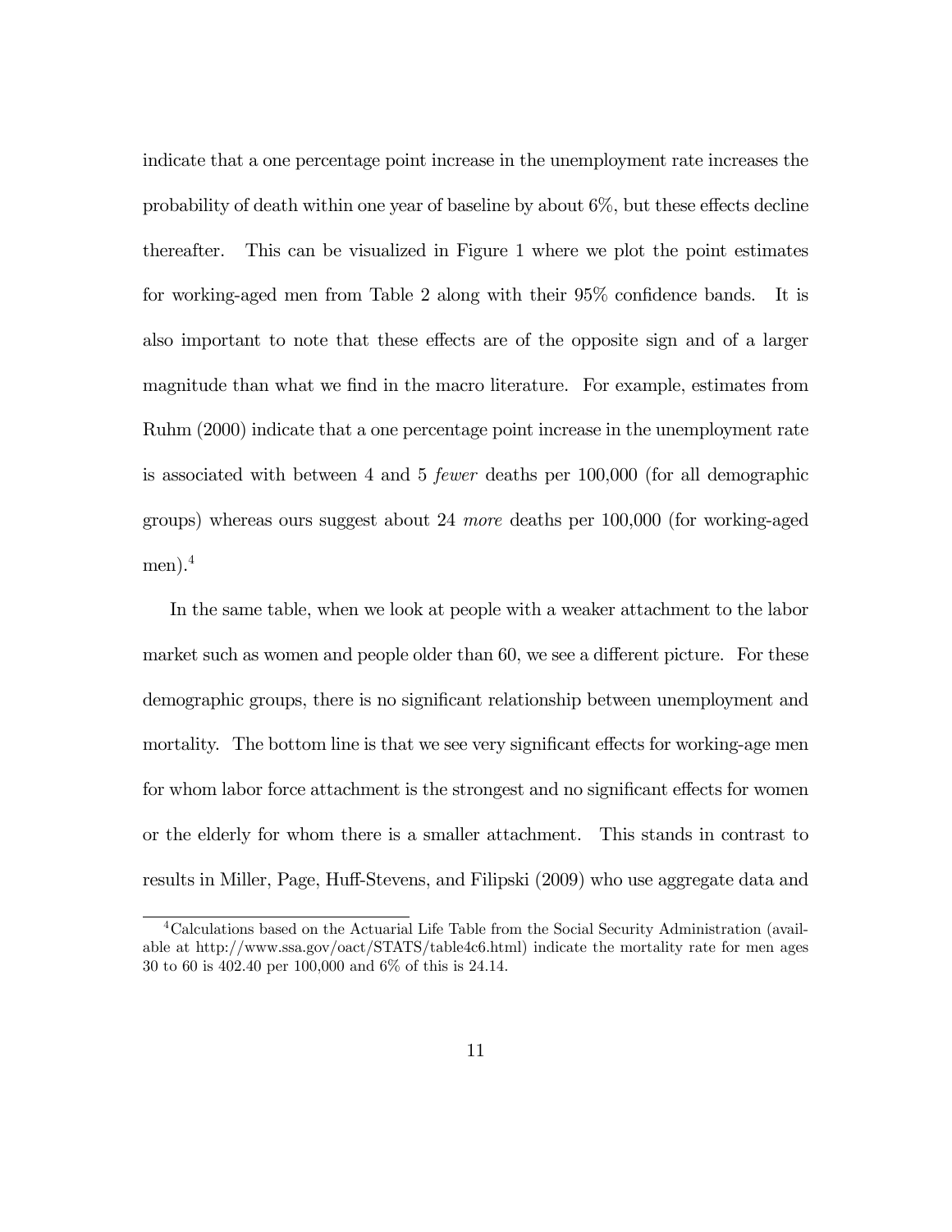indicate that a one percentage point increase in the unemployment rate increases the probability of death within one year of baseline by about 6%, but these effects decline thereafter. This can be visualized in Figure 1 where we plot the point estimates for working-aged men from Table 2 along with their 95% confidence bands. It is also important to note that these effects are of the opposite sign and of a larger magnitude than what we find in the macro literature. For example, estimates from Ruhm (2000) indicate that a one percentage point increase in the unemployment rate is associated with between 4 and 5 *fewer* deaths per 100,000 (for all demographic groups) whereas ours suggest about 24 *more* deaths per 100,000 (for working-aged men).[4]

In the same table, when we look at people with a weaker attachment to the labor market such as women and people older than 60, we see a different picture. For these demographic groups, there is no significant relationship between unemployment and mortality. The bottom line is that we see very significant effects for working-age men for whom labor force attachment is the strongest and no significant effects for women or the elderly for whom there is a smaller attachment. This stands in contrast to results in Miller, Page, Huff-Stevens, and Filipski (2009) who use aggregate data and

[4] Calculations based on the Actuarial Life Table from the Social Security Administration (available at http://www.ssa.gov/oact/STATS/table4c6.html) indicate the mortality rate for men ages 30 to 60 is 402.40 per 100,000 and 6% of this is 24.14.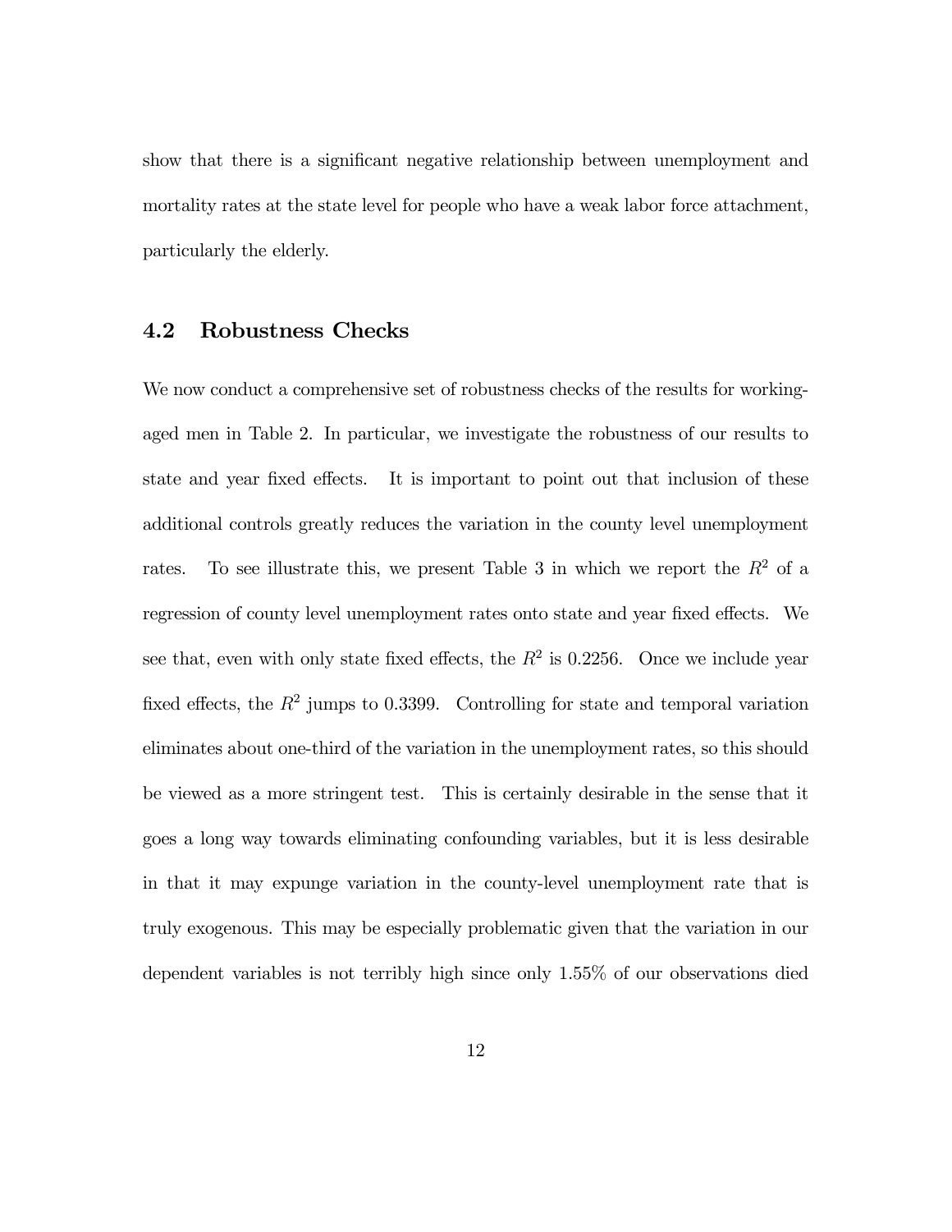show that there is a significant negative relationship between unemployment and mortality rates at the state level for people who have a weak labor force attachment, particularly the elderly.

## 4.2 Robustness Checks

We now conduct a comprehensive set of robustness checks of the results for working-aged men in Table 2. In particular, we investigate the robustness of our results to state and year fixed effects. It is important to point out that inclusion of these additional controls greatly reduces the variation in the county level unemployment rates. To see illustrate this, we present Table 3 in which we report the $R^2$ of a regression of county level unemployment rates onto state and year fixed effects. We see that, even with only state fixed effects, the $R^2$ is 0.2256. Once we include year fixed effects, the $R^2$ jumps to 0.3399. Controlling for state and temporal variation eliminates about one-third of the variation in the unemployment rates, so this should be viewed as a more stringent test. This is certainly desirable in the sense that it goes a long way towards eliminating confounding variables, but it is less desirable in that it may expunge variation in the county-level unemployment rate that is truly exogenous. This may be especially problematic given that the variation in our dependent variables is not terribly high since only 1.55% of our observations died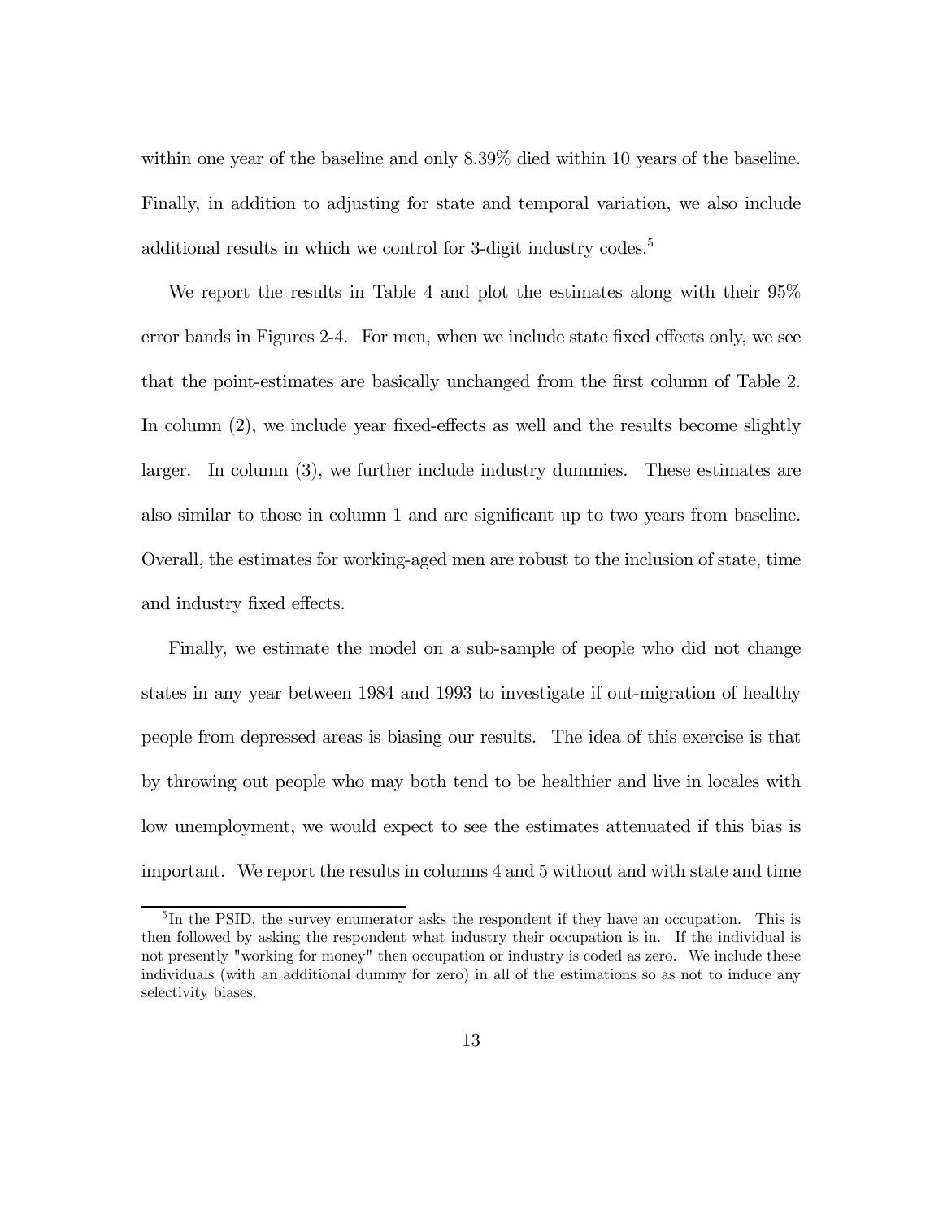within one year of the baseline and only 8.39% died within 10 years of the baseline. Finally, in addition to adjusting for state and temporal variation, we also include additional results in which we control for 3-digit industry codes.[5]

We report the results in Table 4 and plot the estimates along with their 95% error bands in Figures 2-4. For men, when we include state fixed effects only, we see that the point-estimates are basically unchanged from the first column of Table 2. In column (2), we include year fixed-effects as well and the results become slightly larger. In column (3), we further include industry dummies. These estimates are also similar to those in column 1 and are significant up to two years from baseline. Overall, the estimates for working-aged men are robust to the inclusion of state, time and industry fixed effects.

Finally, we estimate the model on a sub-sample of people who did not change states in any year between 1984 and 1993 to investigate if out-migration of healthy people from depressed areas is biasing our results. The idea of this exercise is that by throwing out people who may both tend to be healthier and live in locales with low unemployment, we would expect to see the estimates attenuated if this bias is important. We report the results in columns 4 and 5 without and with state and time

[5] In the PSID, the survey enumerator asks the respondent if they have an occupation. This is then followed by asking the respondent what industry their occupation is in. If the individual is not presently "working for money" then occupation or industry is coded as zero. We include these individuals (with an additional dummy for zero) in all of the estimations so as not to induce any selectivity biases.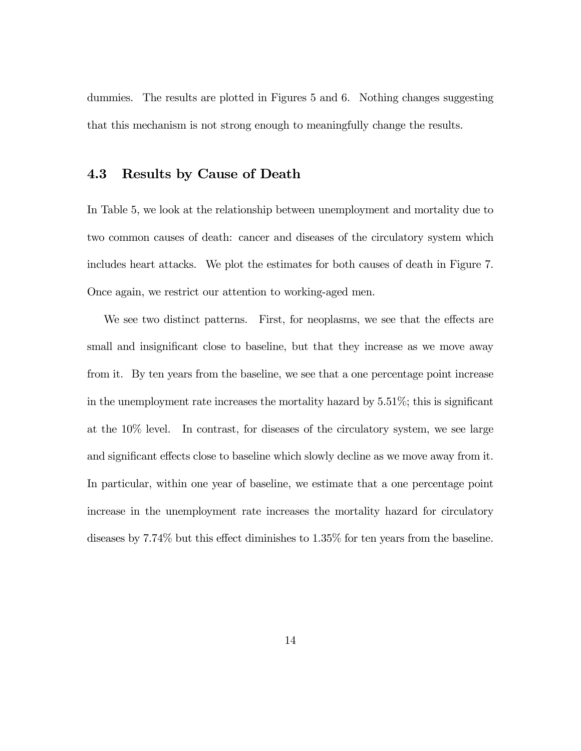dummies. The results are plotted in Figures 5 and 6. Nothing changes suggesting that this mechanism is not strong enough to meaningfully change the results.

### 4.3 Results by Cause of Death

In Table 5, we look at the relationship between unemployment and mortality due to two common causes of death: cancer and diseases of the circulatory system which includes heart attacks. We plot the estimates for both causes of death in Figure 7. Once again, we restrict our attention to working-aged men.

We see two distinct patterns. First, for neoplasms, we see that the effects are small and insignificant close to baseline, but that they increase as we move away from it. By ten years from the baseline, we see that a one percentage point increase in the unemployment rate increases the mortality hazard by 5.51%; this is significant at the 10% level. In contrast, for diseases of the circulatory system, we see large and significant effects close to baseline which slowly decline as we move away from it. In particular, within one year of baseline, we estimate that a one percentage point increase in the unemployment rate increases the mortality hazard for circulatory diseases by 7.74% but this effect diminishes to 1.35% for ten years from the baseline.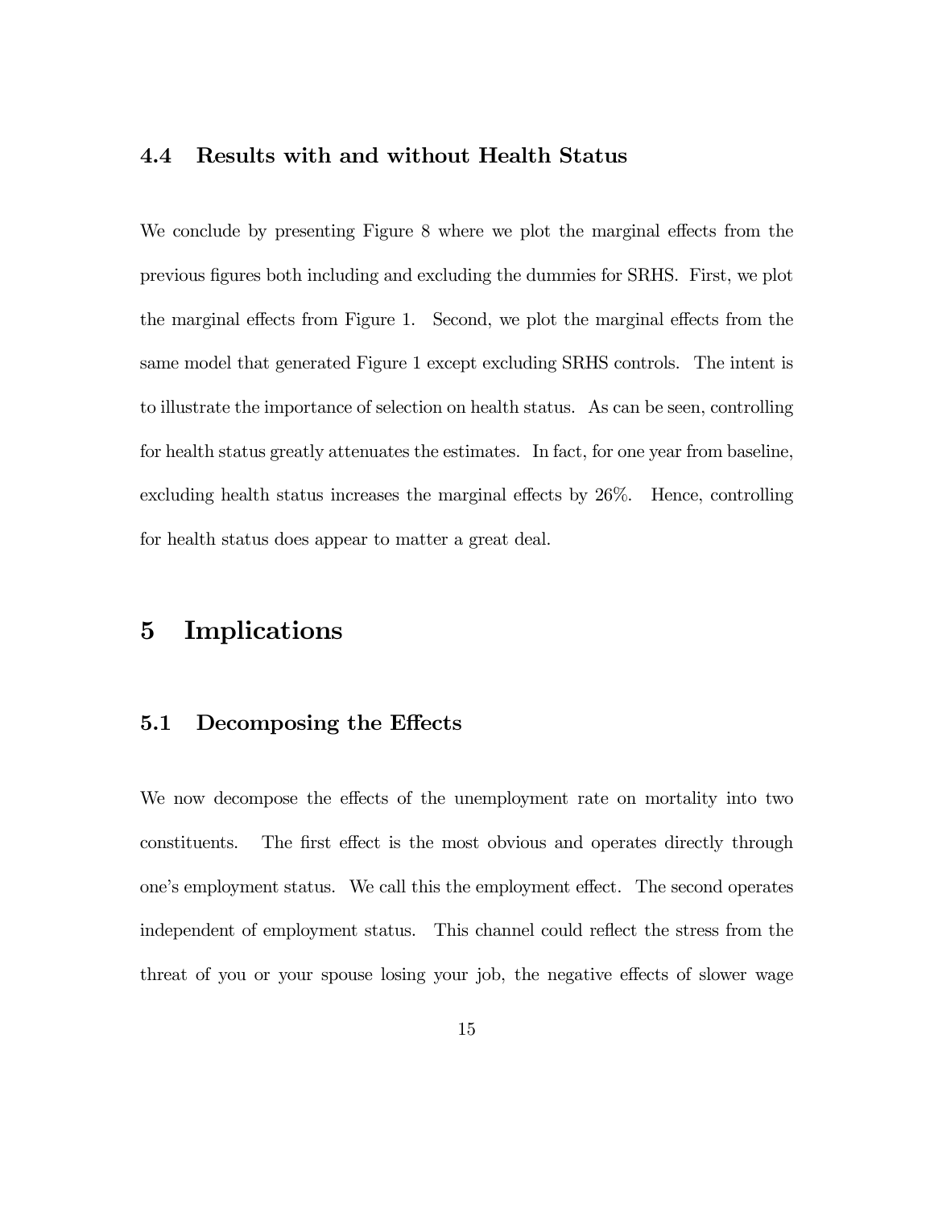### 4.4 Results with and without Health Status

We conclude by presenting Figure 8 where we plot the marginal effects from the previous figures both including and excluding the dummies for SRHS. First, we plot the marginal effects from Figure 1. Second, we plot the marginal effects from the same model that generated Figure 1 except excluding SRHS controls. The intent is to illustrate the importance of selection on health status. As can be seen, controlling for health status greatly attenuates the estimates. In fact, for one year from baseline, excluding health status increases the marginal effects by 26%. Hence, controlling for health status does appear to matter a great deal.

## 5 Implications

### 5.1 Decomposing the Effects

We now decompose the effects of the unemployment rate on mortality into two constituents. The first effect is the most obvious and operates directly through one's employment status. We call this the employment effect. The second operates independent of employment status. This channel could reflect the stress from the threat of you or your spouse losing your job, the negative effects of slower wage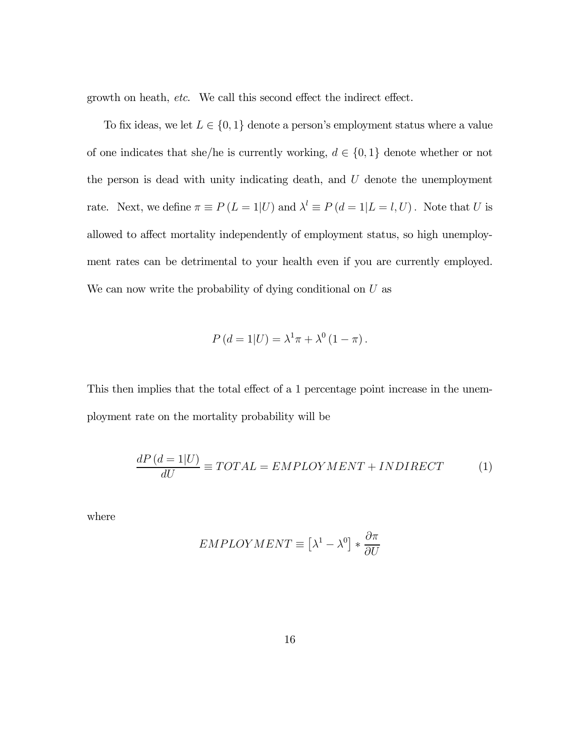growth on heath, *etc.* We call this second effect the indirect effect.

To fix ideas, we let $L \in \{0, 1\}$ denote a person's employment status where a value of one indicates that she/he is currently working, $d \in \{0, 1\}$ denote whether or not the person is dead with unity indicating death, and $U$ denote the unemployment rate. Next, we define $\pi \equiv P(L = 1|U)$ and $\lambda^l \equiv P(d = 1|L = l, U)$. Note that $U$ is allowed to affect mortality independently of employment status, so high unemployment rates can be detrimental to your health even if you are currently employed. We can now write the probability of dying conditional on $U$ as

$$P(d = 1|U) = \lambda^1 \pi + \lambda^0 (1 - \pi).$$

This then implies that the total effect of a 1 percentage point increase in the unemployment rate on the mortality probability will be

$$\frac{dP(d = 1|U)}{dU} \equiv TOTAL = EMPLOYMENT + INDIRECT \tag{1}$$

where

$$EMPLOYMENT \equiv \left[\lambda^1 - \lambda^0\right] * \frac{\partial \pi}{\partial U}$$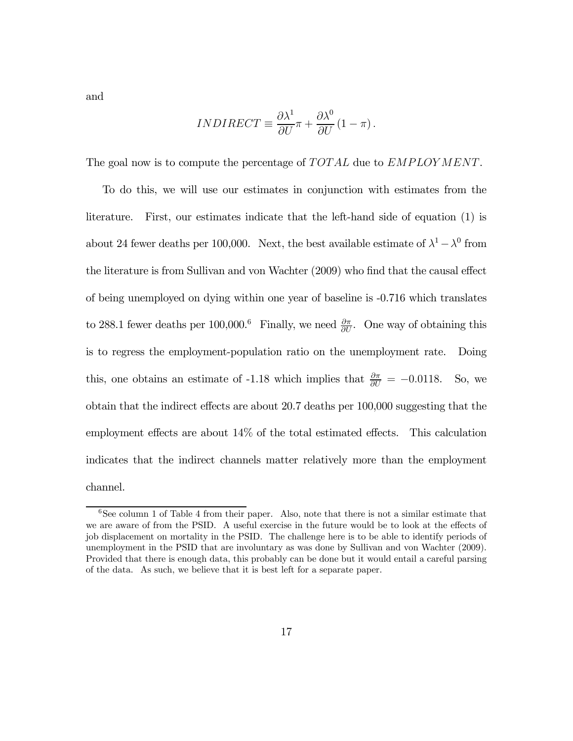and

$$INDIRECT \equiv \frac{\partial \lambda^1}{\partial U}\pi + \frac{\partial \lambda^0}{\partial U}(1-\pi).$$

The goal now is to compute the percentage of $TOTAL$ due to $EMPLOYMENT$.

To do this, we will use our estimates in conjunction with estimates from the literature. First, our estimates indicate that the left-hand side of equation (1) is about 24 fewer deaths per 100,000. Next, the best available estimate of $\lambda^1 - \lambda^0$ from the literature is from Sullivan and von Wachter (2009) who find that the causal effect of being unemployed on dying within one year of baseline is -0.716 which translates to 288.1 fewer deaths per 100,000.[6] Finally, we need $\frac{\partial \pi}{\partial U}$. One way of obtaining this is to regress the employment-population ratio on the unemployment rate. Doing this, one obtains an estimate of -1.18 which implies that $\frac{\partial \pi}{\partial U} = -0.0118$. So, we obtain that the indirect effects are about 20.7 deaths per 100,000 suggesting that the employment effects are about 14% of the total estimated effects. This calculation indicates that the indirect channels matter relatively more than the employment channel.

[6] See column 1 of Table 4 from their paper. Also, note that there is not a similar estimate that we are aware of from the PSID. A useful exercise in the future would be to look at the effects of job displacement on mortality in the PSID. The challenge here is to be able to identify periods of unemployment in the PSID that are involuntary as was done by Sullivan and von Wachter (2009). Provided that there is enough data, this probably can be done but it would entail a careful parsing of the data. As such, we believe that it is best left for a separate paper.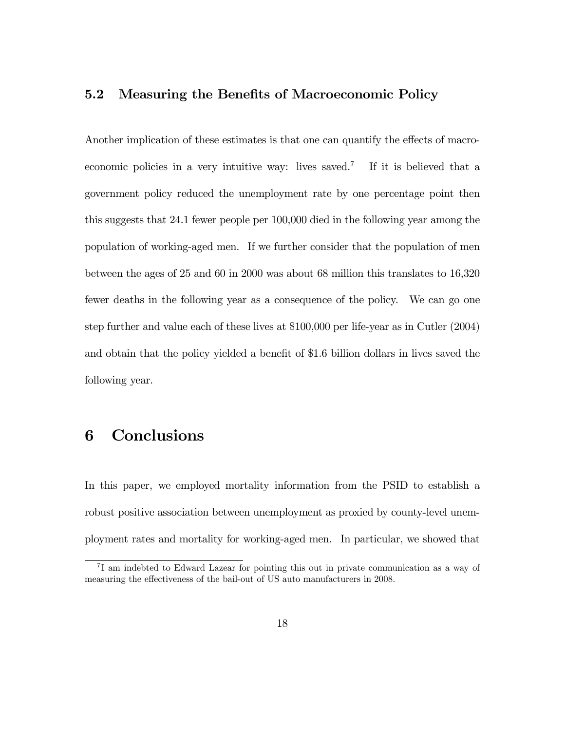### 5.2 Measuring the Benefits of Macroeconomic Policy

Another implication of these estimates is that one can quantify the effects of macroeconomic policies in a very intuitive way: lives saved.[7] If it is believed that a government policy reduced the unemployment rate by one percentage point then this suggests that 24.1 fewer people per 100,000 died in the following year among the population of working-aged men. If we further consider that the population of men between the ages of 25 and 60 in 2000 was about 68 million this translates to 16,320 fewer deaths in the following year as a consequence of the policy. We can go one step further and value each of these lives at $100,000 per life-year as in Cutler (2004) and obtain that the policy yielded a benefit of $1.6 billion dollars in lives saved the following year.

## 6 Conclusions

In this paper, we employed mortality information from the PSID to establish a robust positive association between unemployment as proxied by county-level unemployment rates and mortality for working-aged men. In particular, we showed that

[7] I am indebted to Edward Lazear for pointing this out in private communication as a way of measuring the effectiveness of the bail-out of US auto manufacturers in 2008.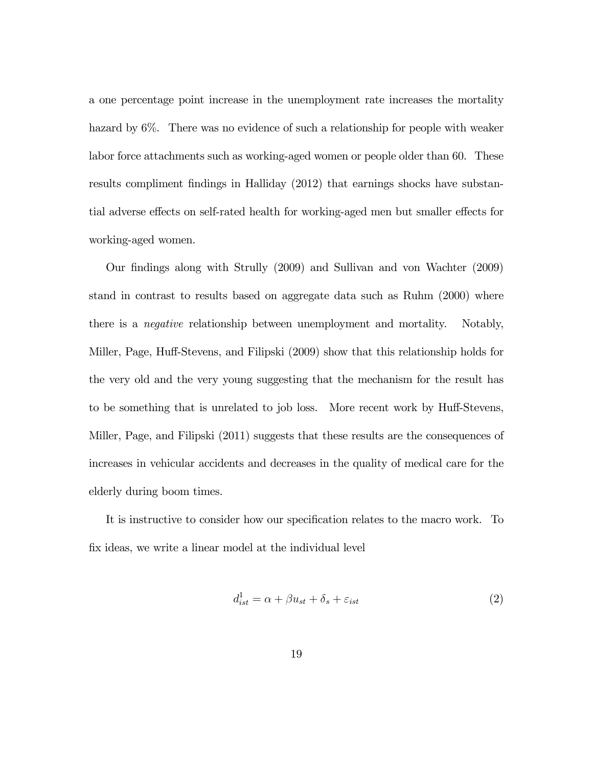a one percentage point increase in the unemployment rate increases the mortality hazard by 6%. There was no evidence of such a relationship for people with weaker labor force attachments such as working-aged women or people older than 60. These results compliment findings in Halliday (2012) that earnings shocks have substantial adverse effects on self-rated health for working-aged men but smaller effects for working-aged women.

Our findings along with Strully (2009) and Sullivan and von Wachter (2009) stand in contrast to results based on aggregate data such as Ruhm (2000) where there is a *negative* relationship between unemployment and mortality. Notably, Miller, Page, Huff-Stevens, and Filipski (2009) show that this relationship holds for the very old and the very young suggesting that the mechanism for the result has to be something that is unrelated to job loss. More recent work by Huff-Stevens, Miller, Page, and Filipski (2011) suggests that these results are the consequences of increases in vehicular accidents and decreases in the quality of medical care for the elderly during boom times.

It is instructive to consider how our specification relates to the macro work. To fix ideas, we write a linear model at the individual level

$$d^1_{ist} = \alpha + \beta u_{st} + \delta_s + \varepsilon_{ist} \tag{2}$$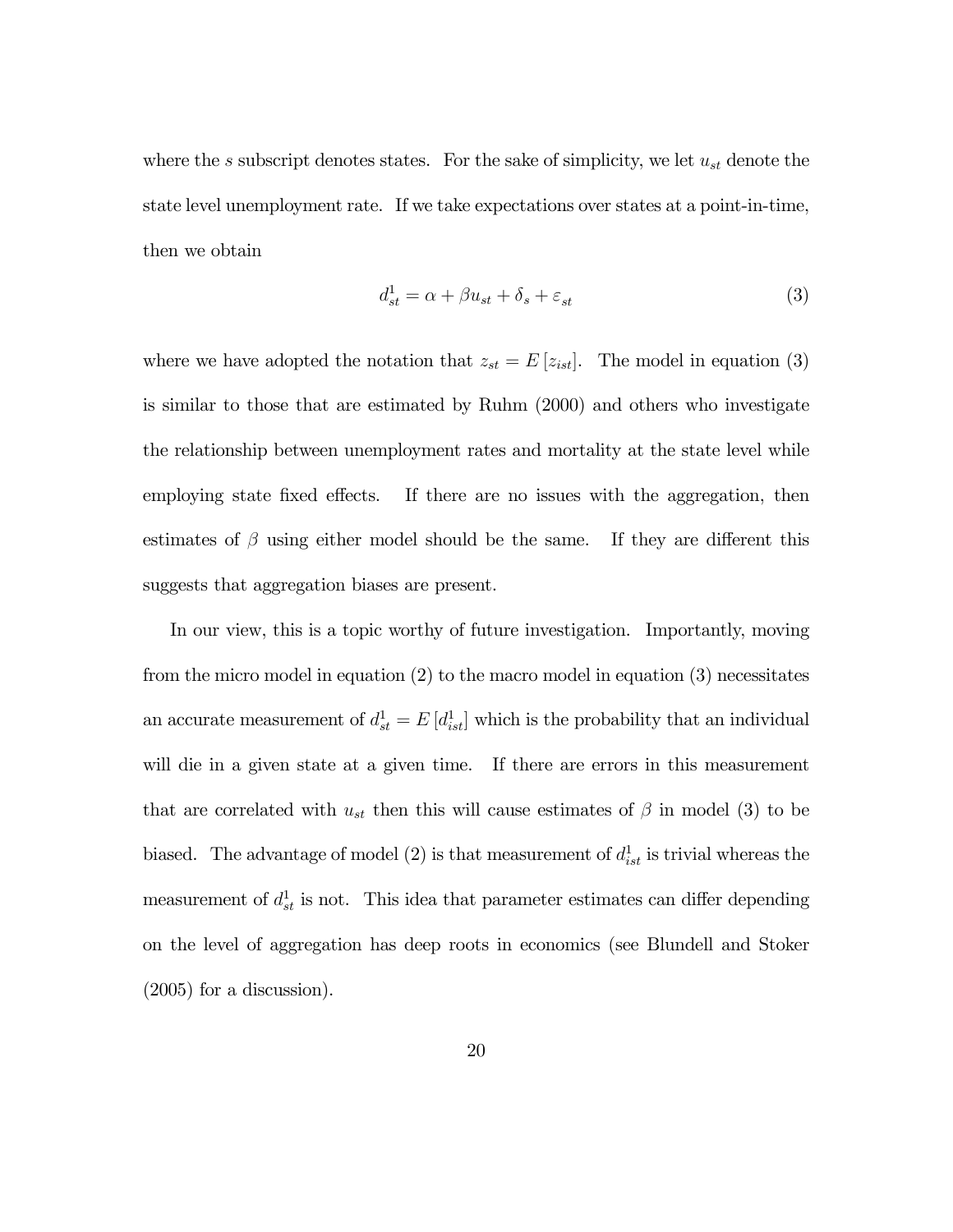where the $s$ subscript denotes states. For the sake of simplicity, we let $u_{st}$ denote the state level unemployment rate. If we take expectations over states at a point-in-time, then we obtain

$$d_{st}^{1} = \alpha + \beta u_{st} + \delta_{s} + \varepsilon_{st} \tag{3}$$

where we have adopted the notation that $z_{st} = E\left[z_{ist}\right]$. The model in equation (3) is similar to those that are estimated by Ruhm (2000) and others who investigate the relationship between unemployment rates and mortality at the state level while employing state fixed effects. If there are no issues with the aggregation, then estimates of $\beta$ using either model should be the same. If they are different this suggests that aggregation biases are present.

In our view, this is a topic worthy of future investigation. Importantly, moving from the micro model in equation (2) to the macro model in equation (3) necessitates an accurate measurement of $d_{st}^{1} = E\left[d_{ist}^{1}\right]$ which is the probability that an individual will die in a given state at a given time. If there are errors in this measurement that are correlated with $u_{st}$ then this will cause estimates of $\beta$ in model (3) to be biased. The advantage of model (2) is that measurement of $d_{ist}^{1}$ is trivial whereas the measurement of $d_{st}^{1}$ is not. This idea that parameter estimates can differ depending on the level of aggregation has deep roots in economics (see Blundell and Stoker (2005) for a discussion).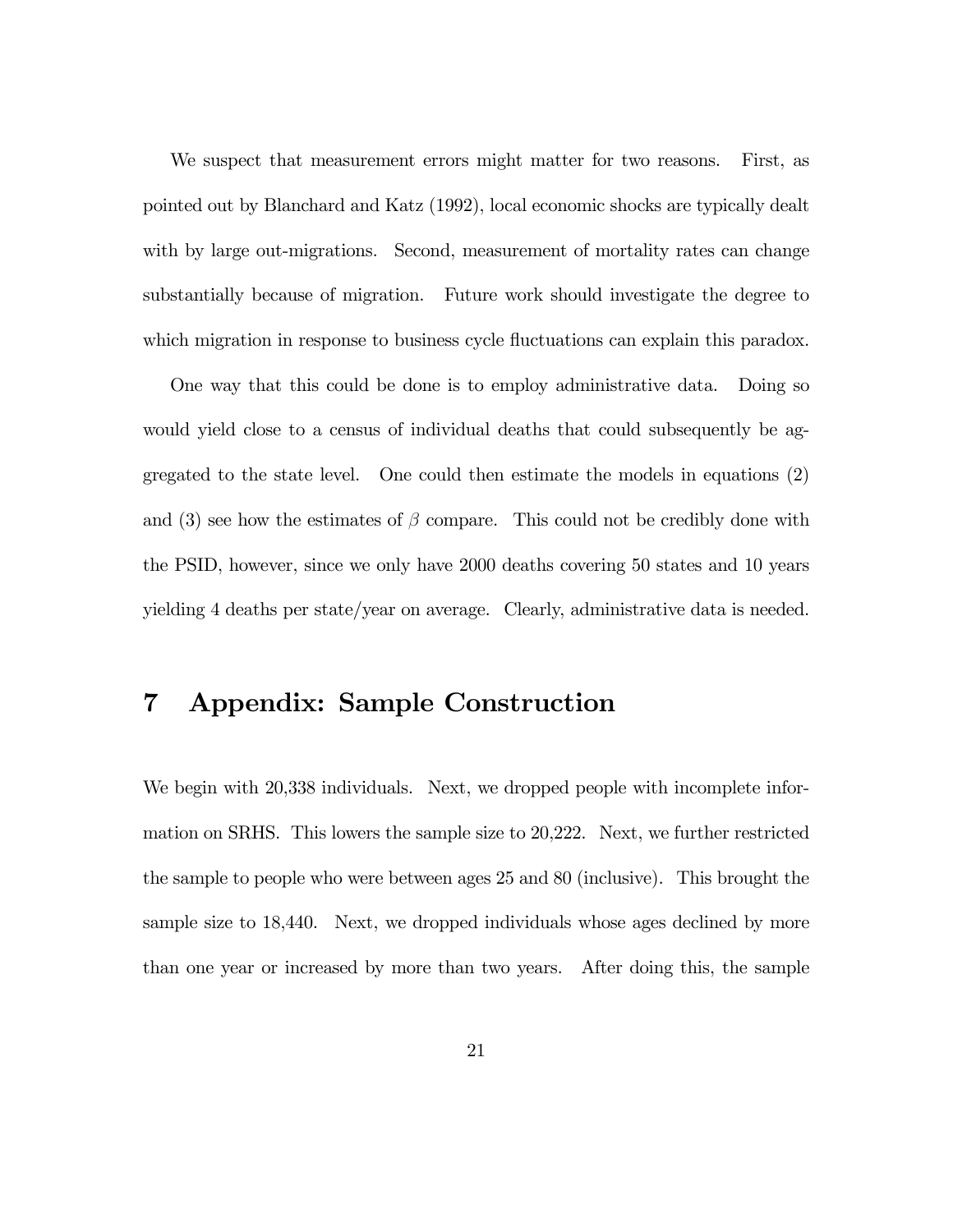We suspect that measurement errors might matter for two reasons. First, as pointed out by Blanchard and Katz (1992), local economic shocks are typically dealt with by large out-migrations. Second, measurement of mortality rates can change substantially because of migration. Future work should investigate the degree to which migration in response to business cycle fluctuations can explain this paradox.

One way that this could be done is to employ administrative data. Doing so would yield close to a census of individual deaths that could subsequently be aggregated to the state level. One could then estimate the models in equations (2) and (3) see how the estimates of $\beta$ compare. This could not be credibly done with the PSID, however, since we only have 2000 deaths covering 50 states and 10 years yielding 4 deaths per state/year on average. Clearly, administrative data is needed.

# 7 Appendix: Sample Construction

We begin with 20,338 individuals. Next, we dropped people with incomplete information on SRHS. This lowers the sample size to 20,222. Next, we further restricted the sample to people who were between ages 25 and 80 (inclusive). This brought the sample size to 18,440. Next, we dropped individuals whose ages declined by more than one year or increased by more than two years. After doing this, the sample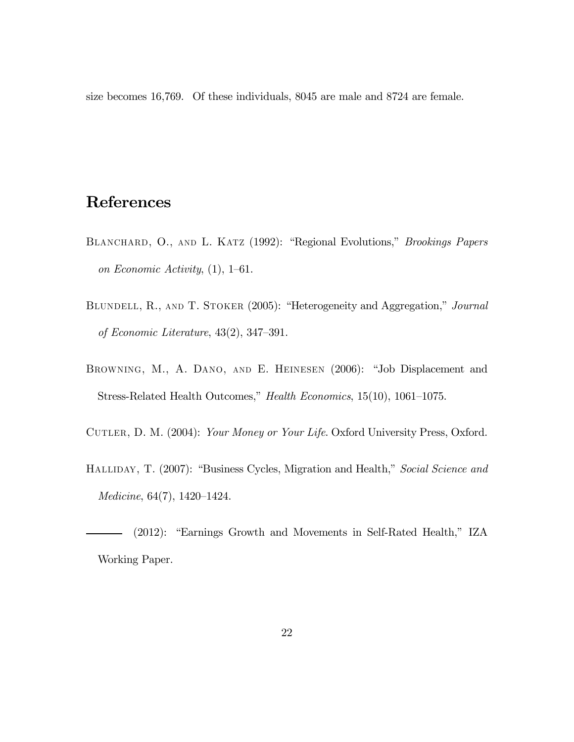size becomes 16,769. Of these individuals, 8045 are male and 8724 are female.

# References

Blanchard, O., and L. Katz (1992): "Regional Evolutions," *Brookings Papers on Economic Activity*, (1), 1–61.

Blundell, R., and T. Stoker (2005): "Heterogeneity and Aggregation," *Journal of Economic Literature*, 43(2), 347–391.

Browning, M., A. Dano, and E. Heinesen (2006): "Job Displacement and Stress-Related Health Outcomes," *Health Economics*, 15(10), 1061–1075.

Cutler, D. M. (2004): *Your Money or Your Life*. Oxford University Press, Oxford.

Halliday, T. (2007): "Business Cycles, Migration and Health," *Social Science and Medicine*, 64(7), 1420–1424.

——— (2012): "Earnings Growth and Movements in Self-Rated Health," IZA Working Paper.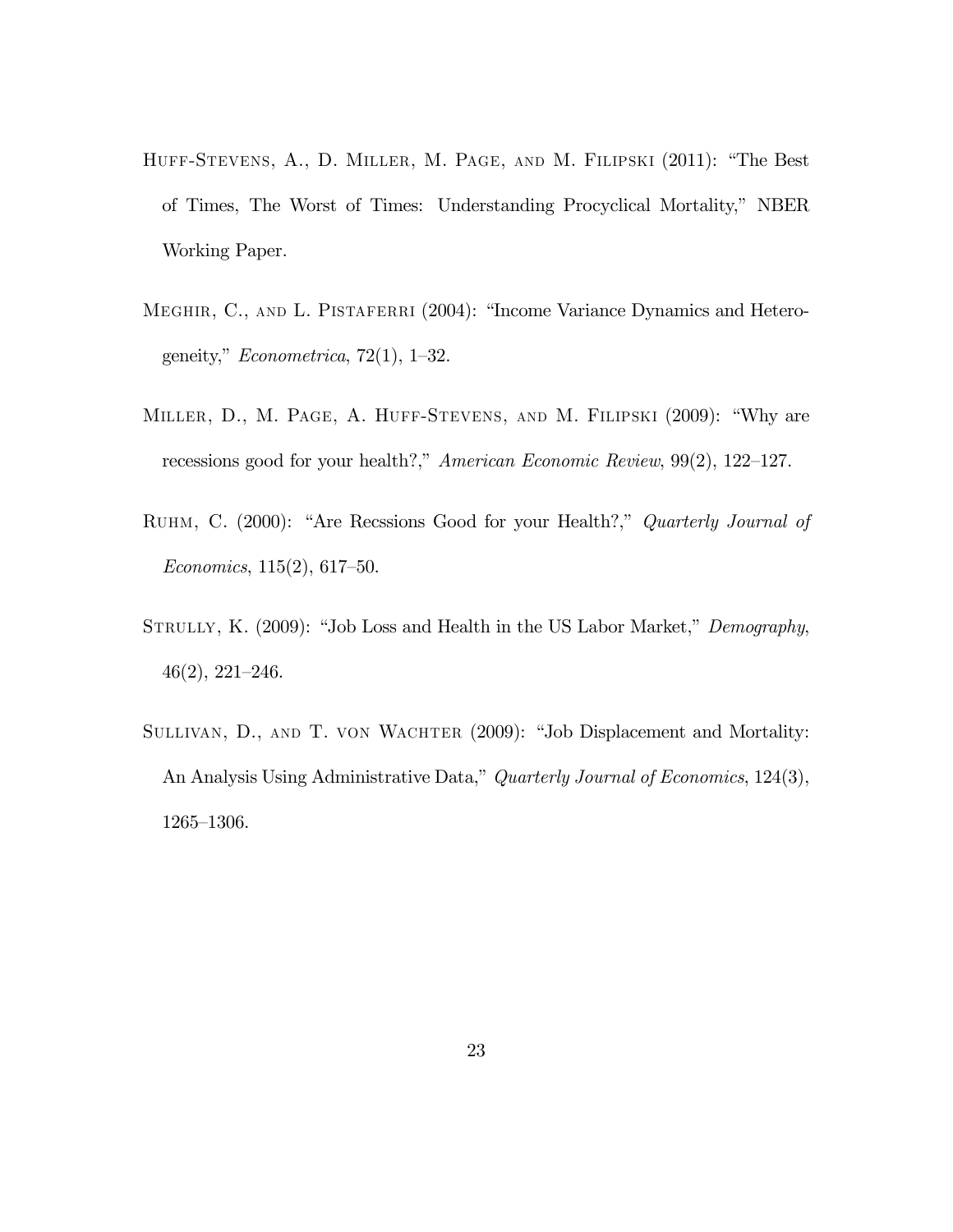Huff-Stevens, A., D. Miller, M. Page, and M. Filipski (2011): "The Best of Times, The Worst of Times: Understanding Procyclical Mortality," NBER Working Paper.

Meghir, C., and L. Pistaferri (2004): "Income Variance Dynamics and Heterogeneity," *Econometrica*, 72(1), 1–32.

Miller, D., M. Page, A. Huff-Stevens, and M. Filipski (2009): "Why are recessions good for your health?," *American Economic Review*, 99(2), 122–127.

Ruhm, C. (2000): "Are Recssions Good for your Health?," *Quarterly Journal of Economics*, 115(2), 617–50.

Strully, K. (2009): "Job Loss and Health in the US Labor Market," *Demography*, 46(2), 221–246.

Sullivan, D., and T. von Wachter (2009): "Job Displacement and Mortality: An Analysis Using Administrative Data," *Quarterly Journal of Economics*, 124(3), 1265–1306.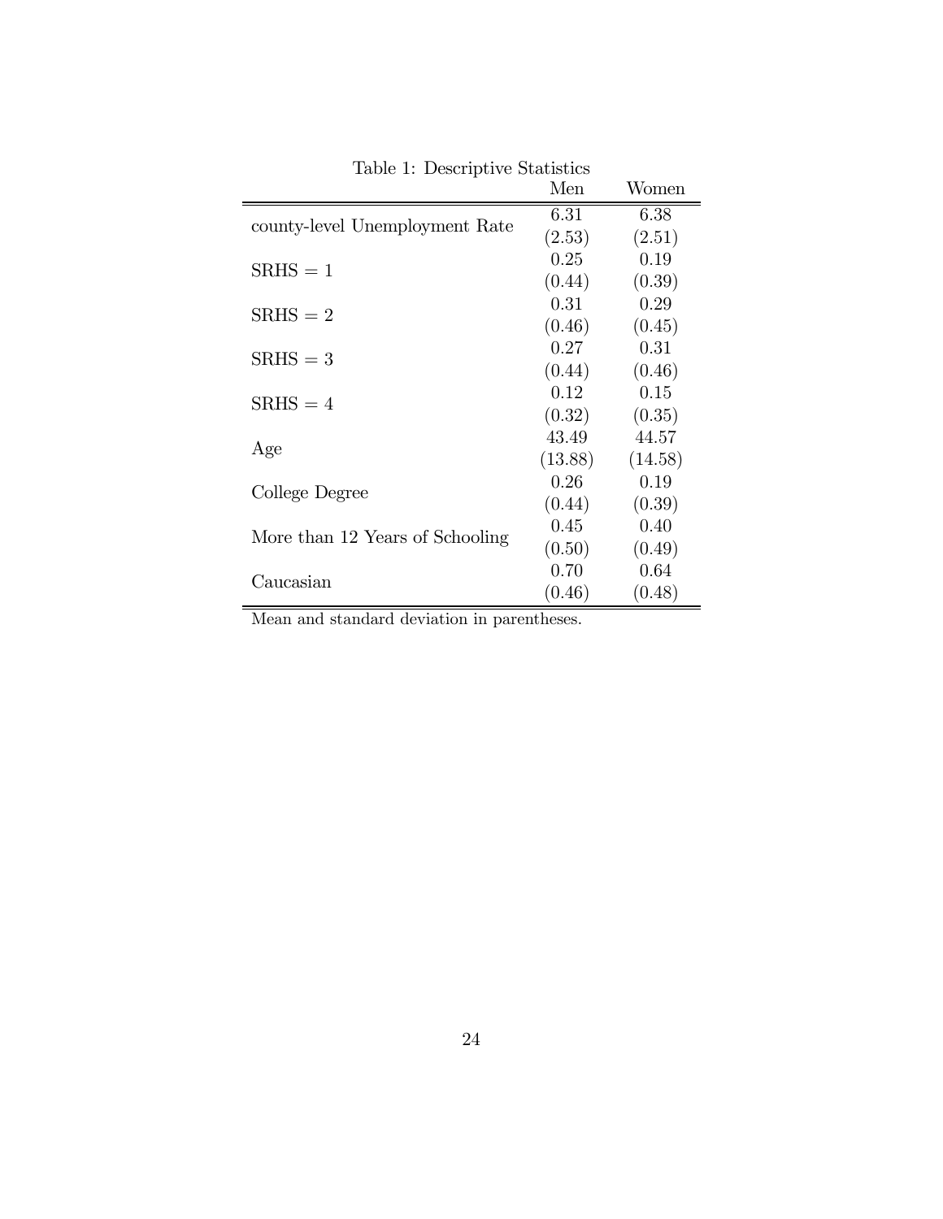Table 1: Descriptive Statistics

| | Men | Women |
|---|---|---|
| county-level Unemployment Rate | 6.31 | 6.38 |
| | (2.53) | (2.51) |
| SRHS = 1 | 0.25 | 0.19 |
| | (0.44) | (0.39) |
| SRHS = 2 | 0.31 | 0.29 |
| | (0.46) | (0.45) |
| SRHS = 3 | 0.27 | 0.31 |
| | (0.44) | (0.46) |
| SRHS = 4 | 0.12 | 0.15 |
| | (0.32) | (0.35) |
| Age | 43.49 | 44.57 |
| | (13.88) | (14.58) |
| College Degree | 0.26 | 0.19 |
| | (0.44) | (0.39) |
| More than 12 Years of Schooling | 0.45 | 0.40 |
| | (0.50) | (0.49) |
| Caucasian | 0.70 | 0.64 |
| | (0.46) | (0.48) |

Mean and standard deviation in parentheses.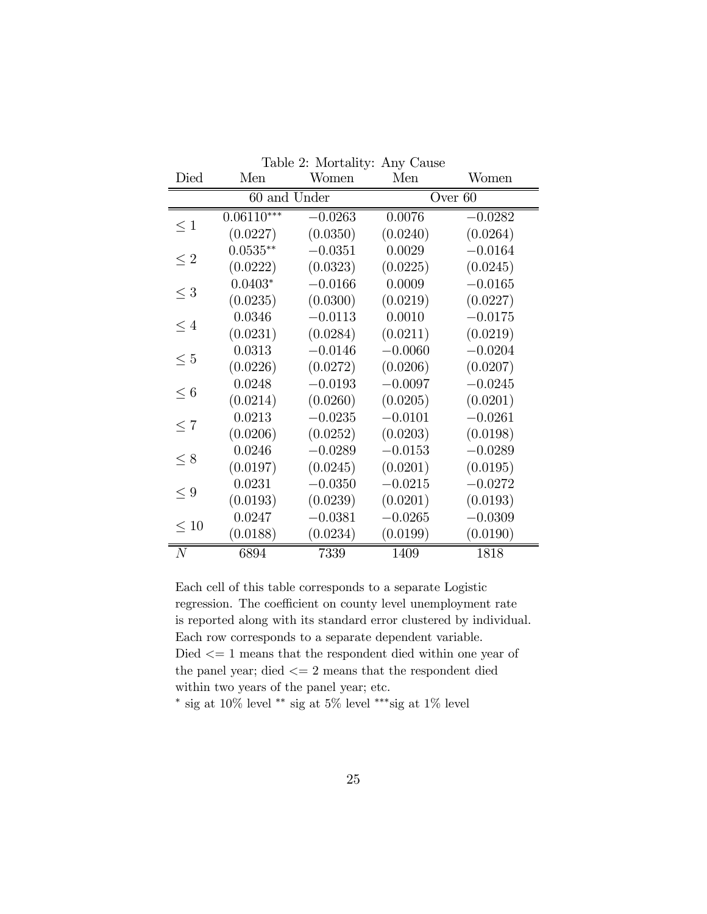Table 2: Mortality: Any Cause

| Died | Men | Women | Men | Women |
|---|---|---|---|---|
| | 60 and Under | | Over 60 | |
| $\leq 1$ | $0.06110^{***}$ | $-0.0263$ | $0.0076$ | $-0.0282$ |
| | (0.0227) | (0.0350) | (0.0240) | (0.0264) |
| $\leq 2$ | $0.0535^{**}$ | $-0.0351$ | $0.0029$ | $-0.0164$ |
| | (0.0222) | (0.0323) | (0.0225) | (0.0245) |
| $\leq 3$ | $0.0403^{*}$ | $-0.0166$ | $0.0009$ | $-0.0165$ |
| | (0.0235) | (0.0300) | (0.0219) | (0.0227) |
| $\leq 4$ | $0.0346$ | $-0.0113$ | $0.0010$ | $-0.0175$ |
| | (0.0231) | (0.0284) | (0.0211) | (0.0219) |
| $\leq 5$ | $0.0313$ | $-0.0146$ | $-0.0060$ | $-0.0204$ |
| | (0.0226) | (0.0272) | (0.0206) | (0.0207) |
| $\leq 6$ | $0.0248$ | $-0.0193$ | $-0.0097$ | $-0.0245$ |
| | (0.0214) | (0.0260) | (0.0205) | (0.0201) |
| $\leq 7$ | $0.0213$ | $-0.0235$ | $-0.0101$ | $-0.0261$ |
| | (0.0206) | (0.0252) | (0.0203) | (0.0198) |
| $\leq 8$ | $0.0246$ | $-0.0289$ | $-0.0153$ | $-0.0289$ |
| | (0.0197) | (0.0245) | (0.0201) | (0.0195) |
| $\leq 9$ | $0.0231$ | $-0.0350$ | $-0.0215$ | $-0.0272$ |
| | (0.0193) | (0.0239) | (0.0201) | (0.0193) |
| $\leq 10$ | $0.0247$ | $-0.0381$ | $-0.0265$ | $-0.0309$ |
| | (0.0188) | (0.0234) | (0.0199) | (0.0190) |
| $N$ | 6894 | 7339 | 1409 | 1818 |

Each cell of this table corresponds to a separate Logistic regression. The coefficient on county level unemployment rate is reported along with its standard error clustered by individual. Each row corresponds to a separate dependent variable. Died <= 1 means that the respondent died within one year of the panel year; died <= 2 means that the respondent died within two years of the panel year; etc.

$^{*}$ sig at 10% level $^{**}$ sig at 5% level $^{***}$sig at 1% level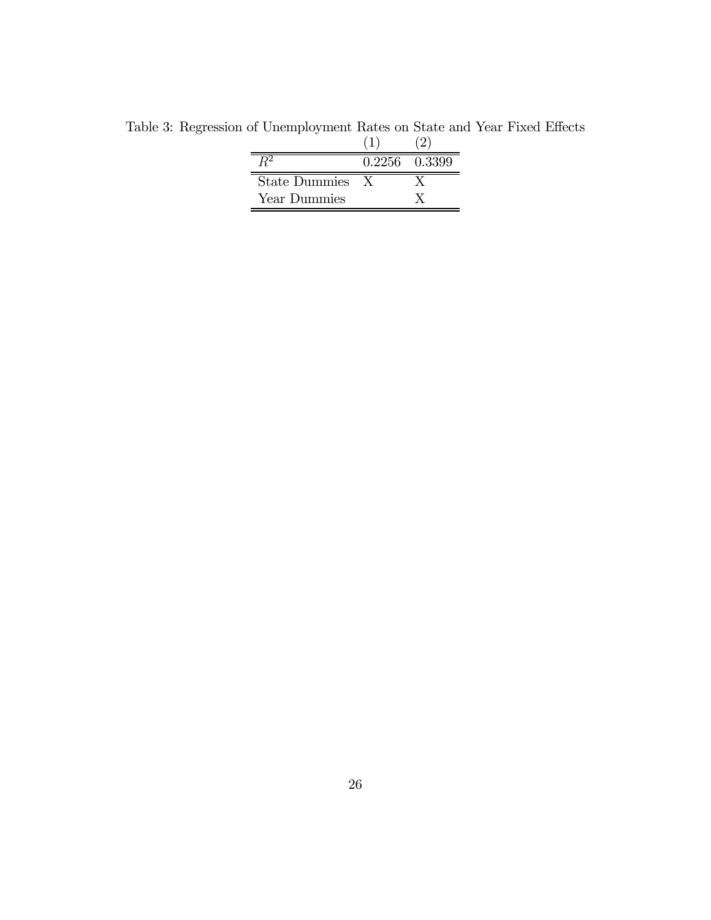Table 3: Regression of Unemployment Rates on State and Year Fixed Effects

| | (1) | (2) |
|---|---|---|
| $R^2$ | 0.2256 | 0.3399 |
| State Dummies | X | X |
| Year Dummies | | X |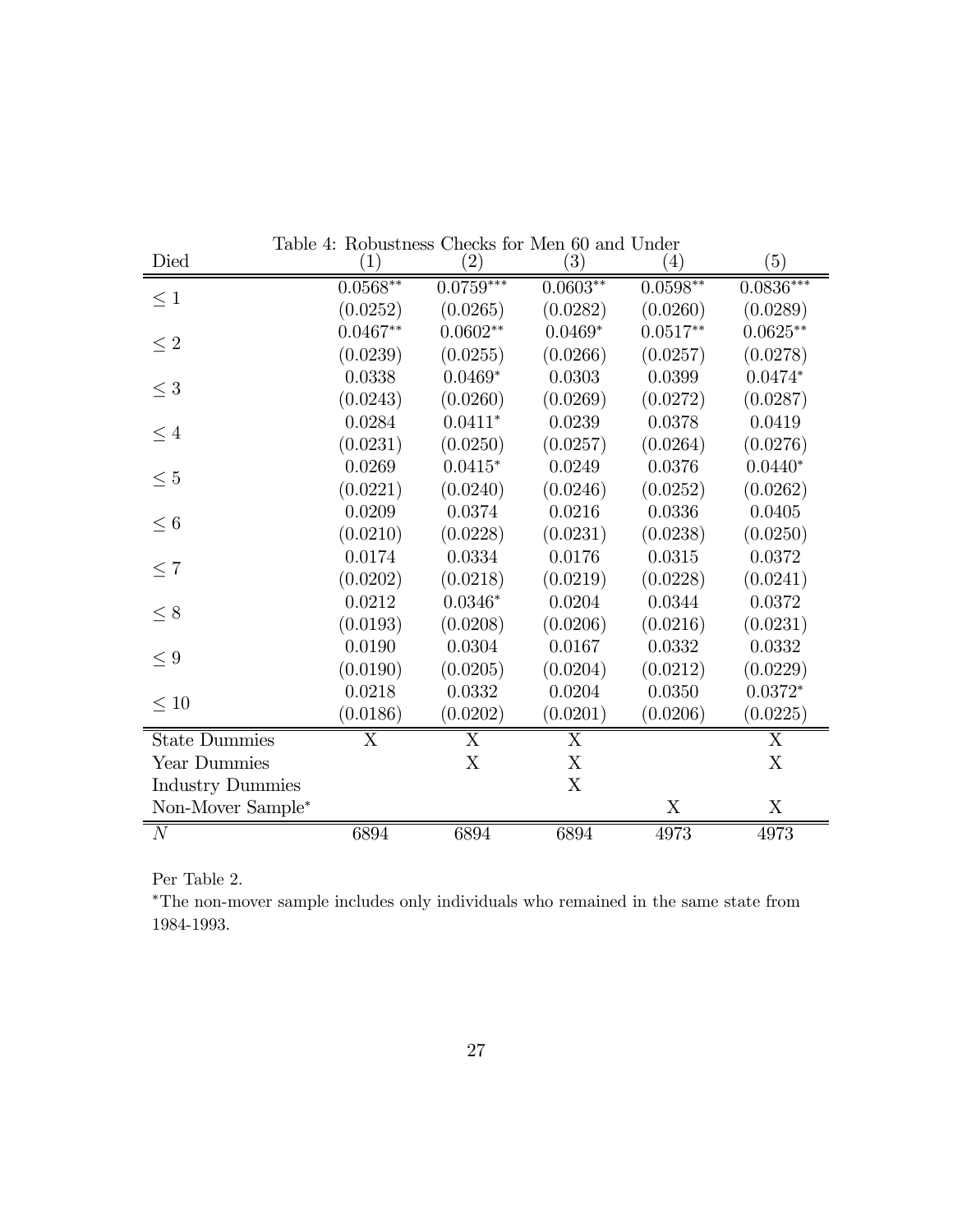Table 4: Robustness Checks for Men 60 and Under

| Died | (1) | (2) | (3) | (4) | (5) |
|---|---|---|---|---|---|
| $\leq 1$ | 0.0568** | 0.0759*** | 0.0603** | 0.0598** | 0.0836*** |
| | (0.0252) | (0.0265) | (0.0282) | (0.0260) | (0.0289) |
| $\leq 2$ | 0.0467** | 0.0602** | 0.0469* | 0.0517** | 0.0625** |
| | (0.0239) | (0.0255) | (0.0266) | (0.0257) | (0.0278) |
| $\leq 3$ | 0.0338 | 0.0469* | 0.0303 | 0.0399 | 0.0474* |
| | (0.0243) | (0.0260) | (0.0269) | (0.0272) | (0.0287) |
| $\leq 4$ | 0.0284 | 0.0411* | 0.0239 | 0.0378 | 0.0419 |
| | (0.0231) | (0.0250) | (0.0257) | (0.0264) | (0.0276) |
| $\leq 5$ | 0.0269 | 0.0415* | 0.0249 | 0.0376 | 0.0440* |
| | (0.0221) | (0.0240) | (0.0246) | (0.0252) | (0.0262) |
| $\leq 6$ | 0.0209 | 0.0374 | 0.0216 | 0.0336 | 0.0405 |
| | (0.0210) | (0.0228) | (0.0231) | (0.0238) | (0.0250) |
| $\leq 7$ | 0.0174 | 0.0334 | 0.0176 | 0.0315 | 0.0372 |
| | (0.0202) | (0.0218) | (0.0219) | (0.0228) | (0.0241) |
| $\leq 8$ | 0.0212 | 0.0346* | 0.0204 | 0.0344 | 0.0372 |
| | (0.0193) | (0.0208) | (0.0206) | (0.0216) | (0.0231) |
| $\leq 9$ | 0.0190 | 0.0304 | 0.0167 | 0.0332 | 0.0332 |
| | (0.0190) | (0.0205) | (0.0204) | (0.0212) | (0.0229) |
| $\leq 10$ | 0.0218 | 0.0332 | 0.0204 | 0.0350 | 0.0372* |
| | (0.0186) | (0.0202) | (0.0201) | (0.0206) | (0.0225) |
| State Dummies | X | X | X | | X |
| Year Dummies | | X | X | | X |
| Industry Dummies | | | X | | |
| Non-Mover Sample* | | | | X | X |
| $N$ | 6894 | 6894 | 6894 | 4973 | 4973 |

Per Table 2.

*The non-mover sample includes only individuals who remained in the same state from 1984-1993.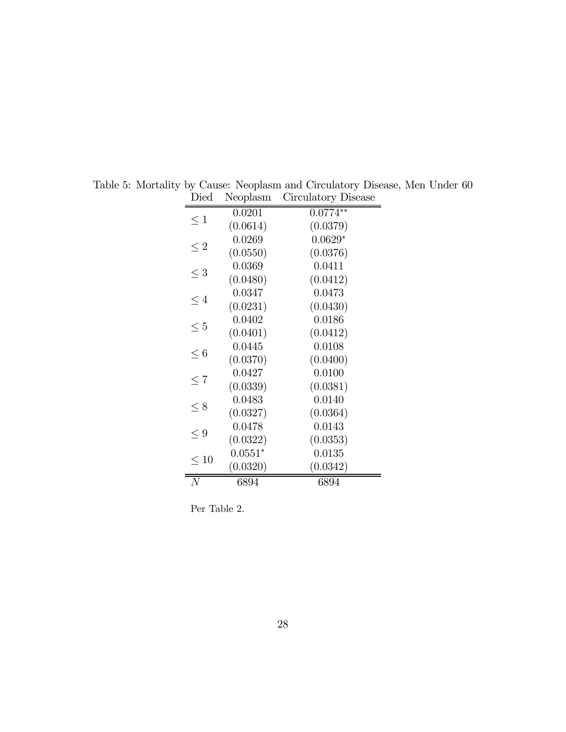Table 5: Mortality by Cause: Neoplasm and Circulatory Disease, Men Under 60

| Died | Neoplasm | Circulatory Disease |
|---|---|---|
| $\leq 1$ | 0.0201 | 0.0774** |
| | (0.0614) | (0.0379) |
| $\leq 2$ | 0.0269 | 0.0629* |
| | (0.0550) | (0.0376) |
| $\leq 3$ | 0.0369 | 0.0411 |
| | (0.0480) | (0.0412) |
| $\leq 4$ | 0.0347 | 0.0473 |
| | (0.0231) | (0.0430) |
| $\leq 5$ | 0.0402 | 0.0186 |
| | (0.0401) | (0.0412) |
| $\leq 6$ | 0.0445 | 0.0108 |
| | (0.0370) | (0.0400) |
| $\leq 7$ | 0.0427 | 0.0100 |
| | (0.0339) | (0.0381) |
| $\leq 8$ | 0.0483 | 0.0140 |
| | (0.0327) | (0.0364) |
| $\leq 9$ | 0.0478 | 0.0143 |
| | (0.0322) | (0.0353) |
| $\leq 10$ | 0.0551* | 0.0135 |
| | (0.0320) | (0.0342) |
| $N$ | 6894 | 6894 |

Per Table 2.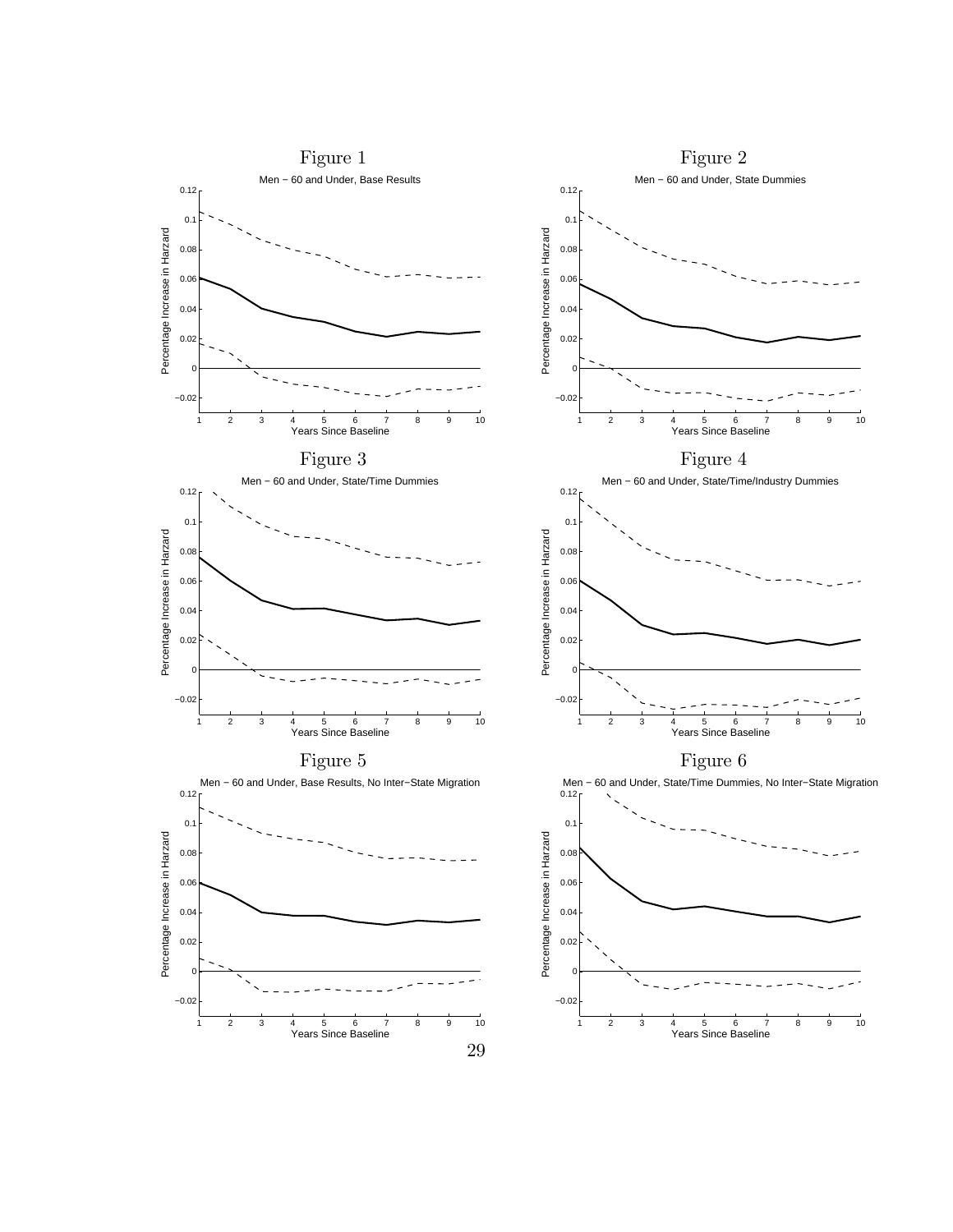Figure 1

Men − 60 and Under, Base Results

Figure 2

Men − 60 and Under, State Dummies

Figure 3

Men − 60 and Under, State/Time Dummies

Figure 4

Men − 60 and Under, State/Time/Industry Dummies

Figure 5

Men − 60 and Under, Base Results, No Inter−State Migration

Figure 6

Men − 60 and Under, State/Time Dummies, No Inter−State Migration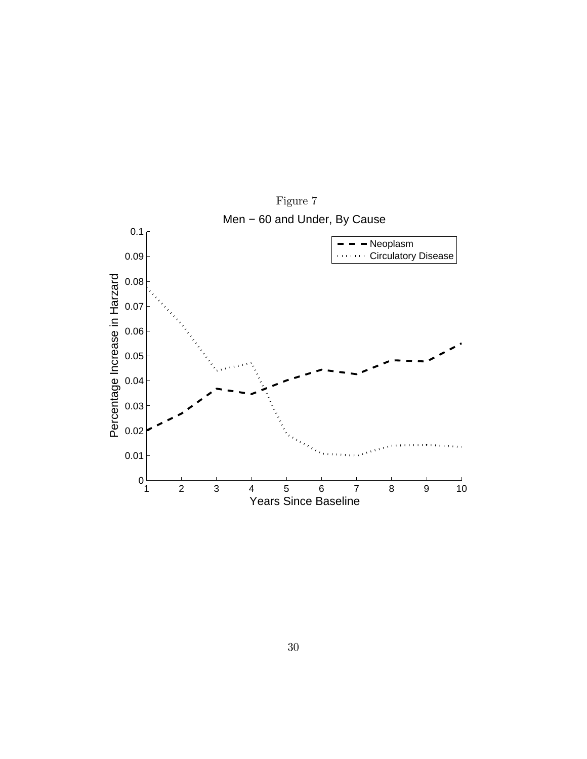Figure 7

Men − 60 and Under, By Cause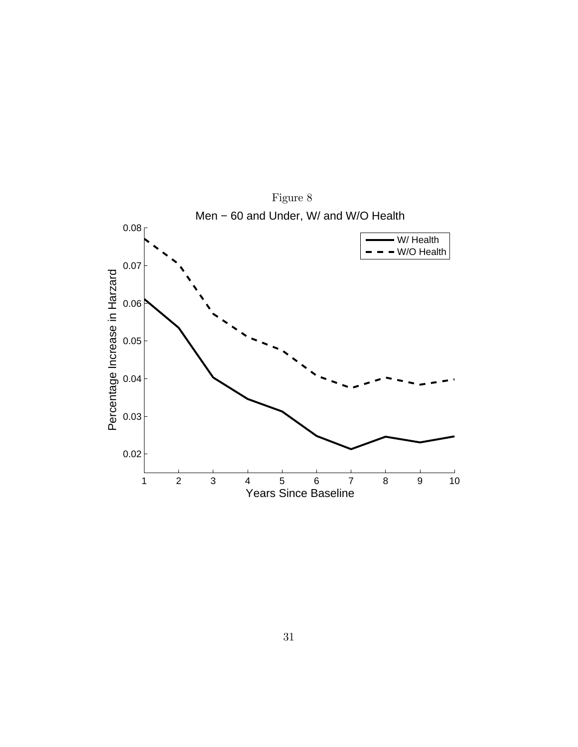Figure 8

Men − 60 and Under, W/ and W/O Health

W/ Health

W/O Health

Percentage Increase in Harzard

0.08
0.07
0.06
0.05
0.04
0.03
0.02

1 2 3 4 5 6 7 8 9 10

Years Since Baseline